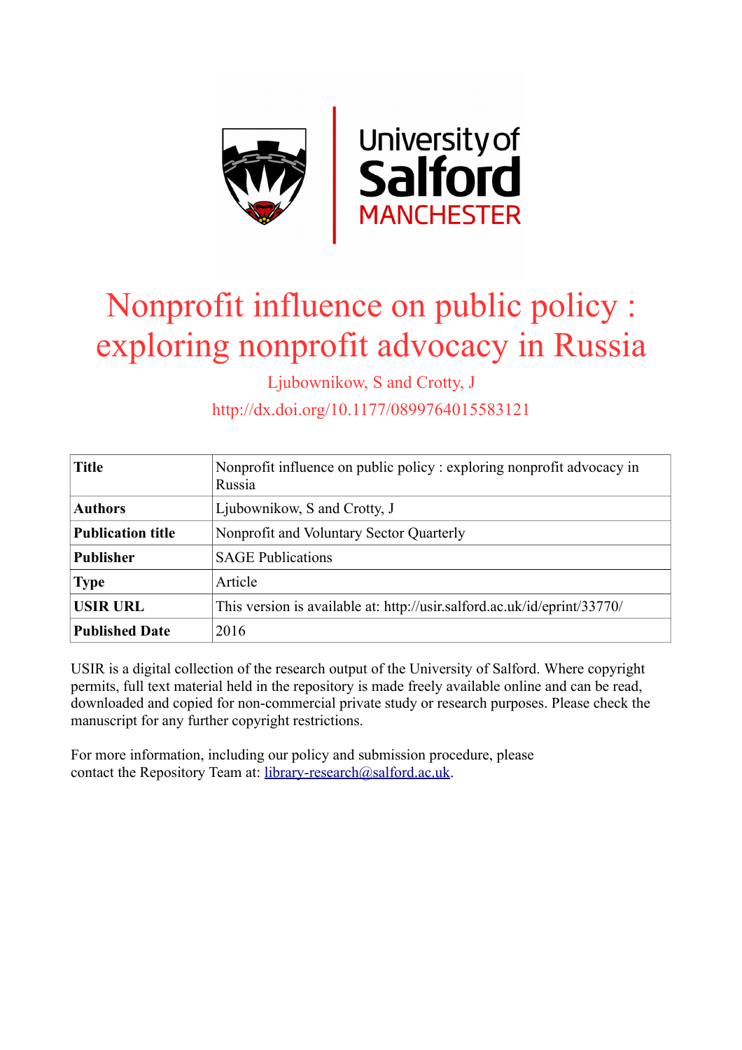# Nonprofit influence on public policy : exploring nonprofit advocacy in Russia

Ljubownikow, S and Crotty, J

http://dx.doi.org/10.1177/0899764015583121

| Title | Nonprofit influence on public policy : exploring nonprofit advocacy in Russia |
|---|---|
| Authors | Ljubownikow, S and Crotty, J |
| Publication title | Nonprofit and Voluntary Sector Quarterly |
| Publisher | SAGE Publications |
| Type | Article |
| USIR URL | This version is available at: http://usir.salford.ac.uk/id/eprint/33770/ |
| Published Date | 2016 |

USIR is a digital collection of the research output of the University of Salford. Where copyright permits, full text material held in the repository is made freely available online and can be read, downloaded and copied for non-commercial private study or research purposes. Please check the manuscript for any further copyright restrictions.

For more information, including our policy and submission procedure, please contact the Repository Team at: library-research@salford.ac.uk.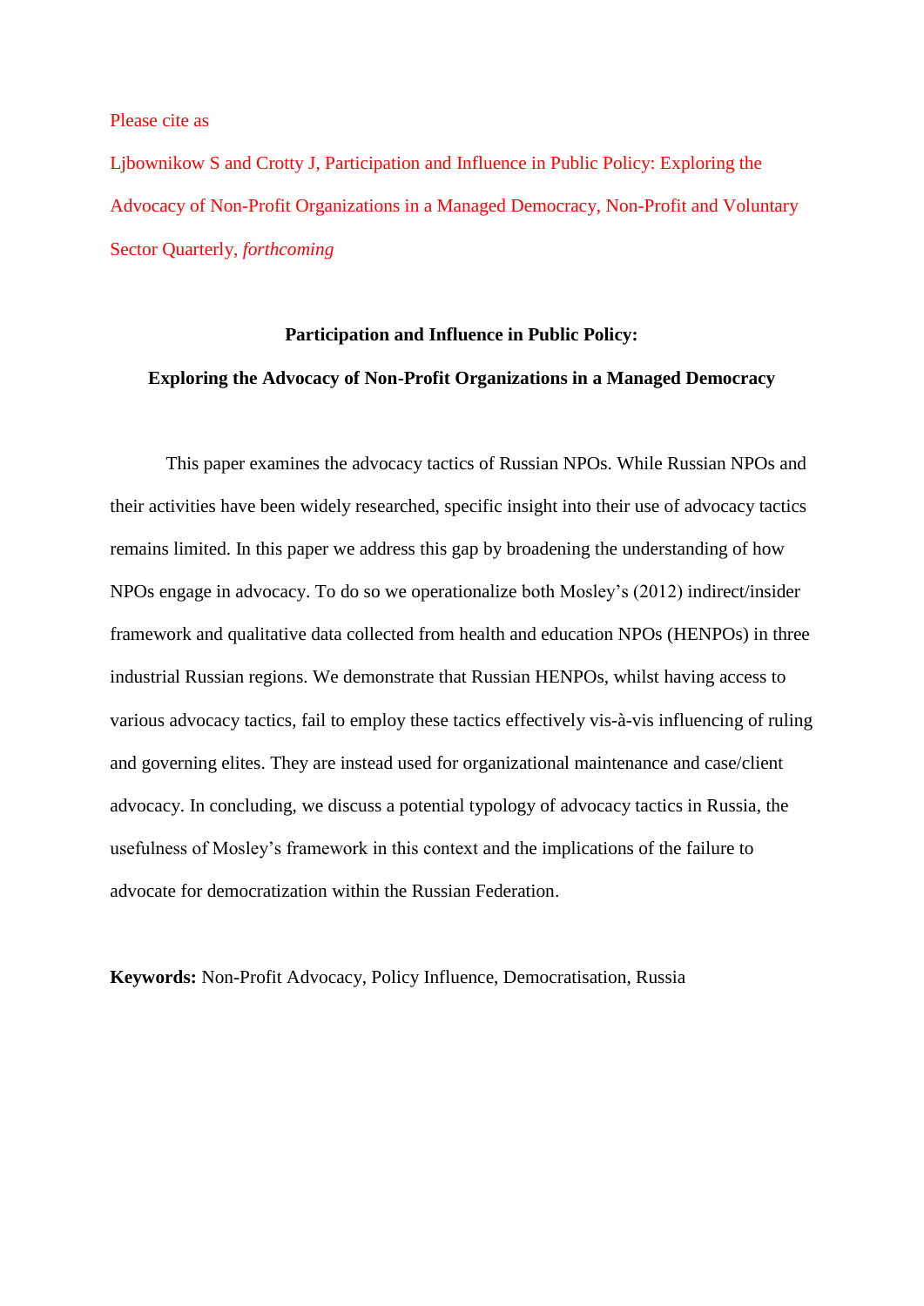Please cite as

Ljbownikow S and Crotty J, Participation and Influence in Public Policy: Exploring the Advocacy of Non-Profit Organizations in a Managed Democracy, Non-Profit and Voluntary Sector Quarterly, *forthcoming*

**Participation and Influence in Public Policy:**

**Exploring the Advocacy of Non-Profit Organizations in a Managed Democracy**

This paper examines the advocacy tactics of Russian NPOs. While Russian NPOs and their activities have been widely researched, specific insight into their use of advocacy tactics remains limited. In this paper we address this gap by broadening the understanding of how NPOs engage in advocacy. To do so we operationalize both Mosley's (2012) indirect/insider framework and qualitative data collected from health and education NPOs (HENPOs) in three industrial Russian regions. We demonstrate that Russian HENPOs, whilst having access to various advocacy tactics, fail to employ these tactics effectively vis-à-vis influencing of ruling and governing elites. They are instead used for organizational maintenance and case/client advocacy. In concluding, we discuss a potential typology of advocacy tactics in Russia, the usefulness of Mosley's framework in this context and the implications of the failure to advocate for democratization within the Russian Federation.

**Keywords:** Non-Profit Advocacy, Policy Influence, Democratisation, Russia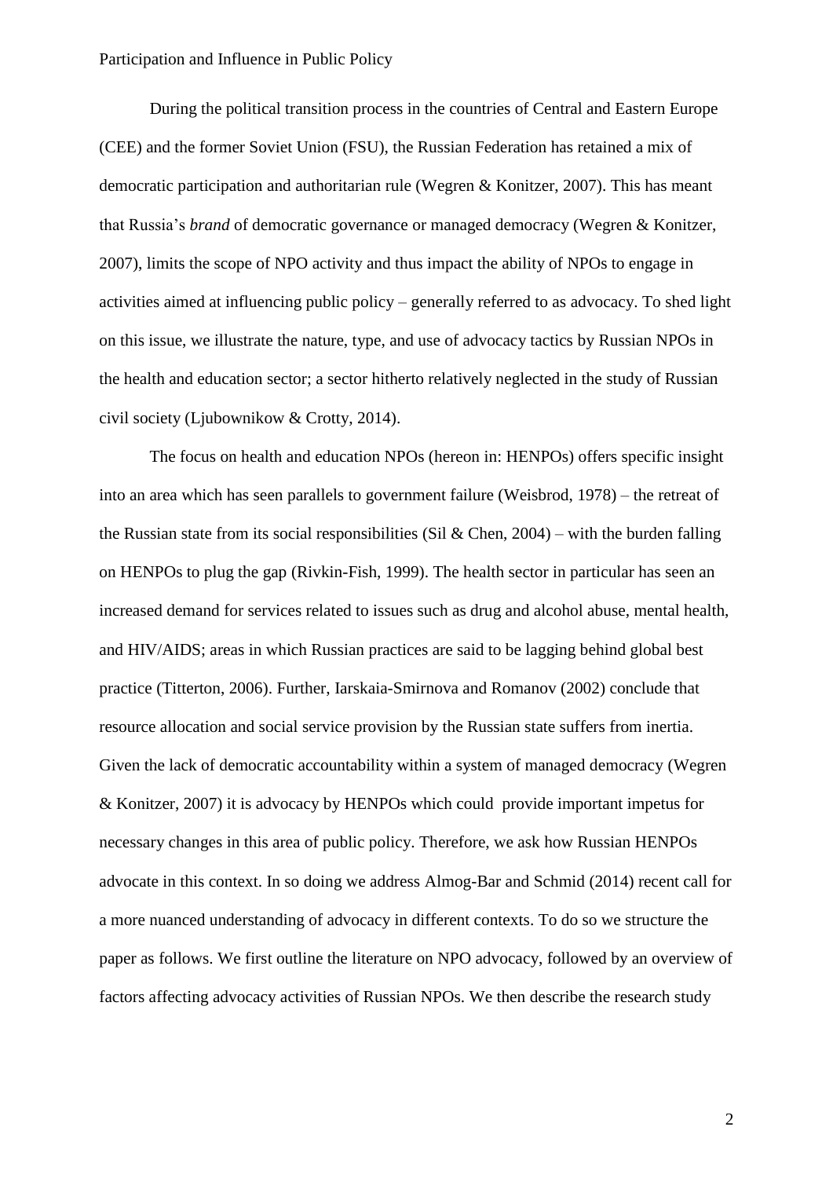During the political transition process in the countries of Central and Eastern Europe (CEE) and the former Soviet Union (FSU), the Russian Federation has retained a mix of democratic participation and authoritarian rule (Wegren & Konitzer, 2007). This has meant that Russia's *brand* of democratic governance or managed democracy (Wegren & Konitzer, 2007), limits the scope of NPO activity and thus impact the ability of NPOs to engage in activities aimed at influencing public policy – generally referred to as advocacy. To shed light on this issue, we illustrate the nature, type, and use of advocacy tactics by Russian NPOs in the health and education sector; a sector hitherto relatively neglected in the study of Russian civil society (Ljubownikow & Crotty, 2014).

The focus on health and education NPOs (hereon in: HENPOs) offers specific insight into an area which has seen parallels to government failure (Weisbrod, 1978) – the retreat of the Russian state from its social responsibilities (Sil & Chen, 2004) – with the burden falling on HENPOs to plug the gap (Rivkin-Fish, 1999). The health sector in particular has seen an increased demand for services related to issues such as drug and alcohol abuse, mental health, and HIV/AIDS; areas in which Russian practices are said to be lagging behind global best practice (Titterton, 2006). Further, Iarskaia-Smirnova and Romanov (2002) conclude that resource allocation and social service provision by the Russian state suffers from inertia. Given the lack of democratic accountability within a system of managed democracy (Wegren & Konitzer, 2007) it is advocacy by HENPOs which could provide important impetus for necessary changes in this area of public policy. Therefore, we ask how Russian HENPOs advocate in this context. In so doing we address Almog-Bar and Schmid (2014) recent call for a more nuanced understanding of advocacy in different contexts. To do so we structure the paper as follows. We first outline the literature on NPO advocacy, followed by an overview of factors affecting advocacy activities of Russian NPOs. We then describe the research study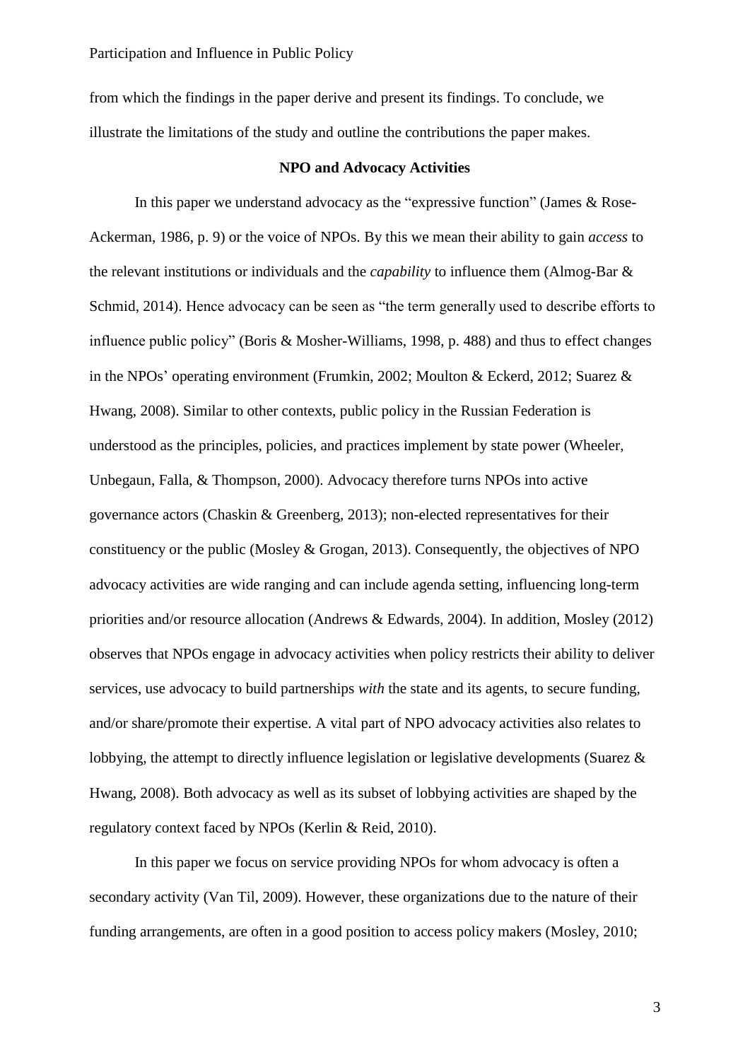from which the findings in the paper derive and present its findings. To conclude, we illustrate the limitations of the study and outline the contributions the paper makes.

## NPO and Advocacy Activities

In this paper we understand advocacy as the "expressive function" (James & Rose-Ackerman, 1986, p. 9) or the voice of NPOs. By this we mean their ability to gain *access* to the relevant institutions or individuals and the *capability* to influence them (Almog-Bar & Schmid, 2014). Hence advocacy can be seen as "the term generally used to describe efforts to influence public policy" (Boris & Mosher-Williams, 1998, p. 488) and thus to effect changes in the NPOs' operating environment (Frumkin, 2002; Moulton & Eckerd, 2012; Suarez & Hwang, 2008). Similar to other contexts, public policy in the Russian Federation is understood as the principles, policies, and practices implement by state power (Wheeler, Unbegaun, Falla, & Thompson, 2000). Advocacy therefore turns NPOs into active governance actors (Chaskin & Greenberg, 2013); non-elected representatives for their constituency or the public (Mosley & Grogan, 2013). Consequently, the objectives of NPO advocacy activities are wide ranging and can include agenda setting, influencing long-term priorities and/or resource allocation (Andrews & Edwards, 2004). In addition, Mosley (2012) observes that NPOs engage in advocacy activities when policy restricts their ability to deliver services, use advocacy to build partnerships *with* the state and its agents, to secure funding, and/or share/promote their expertise. A vital part of NPO advocacy activities also relates to lobbying, the attempt to directly influence legislation or legislative developments (Suarez & Hwang, 2008). Both advocacy as well as its subset of lobbying activities are shaped by the regulatory context faced by NPOs (Kerlin & Reid, 2010).

In this paper we focus on service providing NPOs for whom advocacy is often a secondary activity (Van Til, 2009). However, these organizations due to the nature of their funding arrangements, are often in a good position to access policy makers (Mosley, 2010;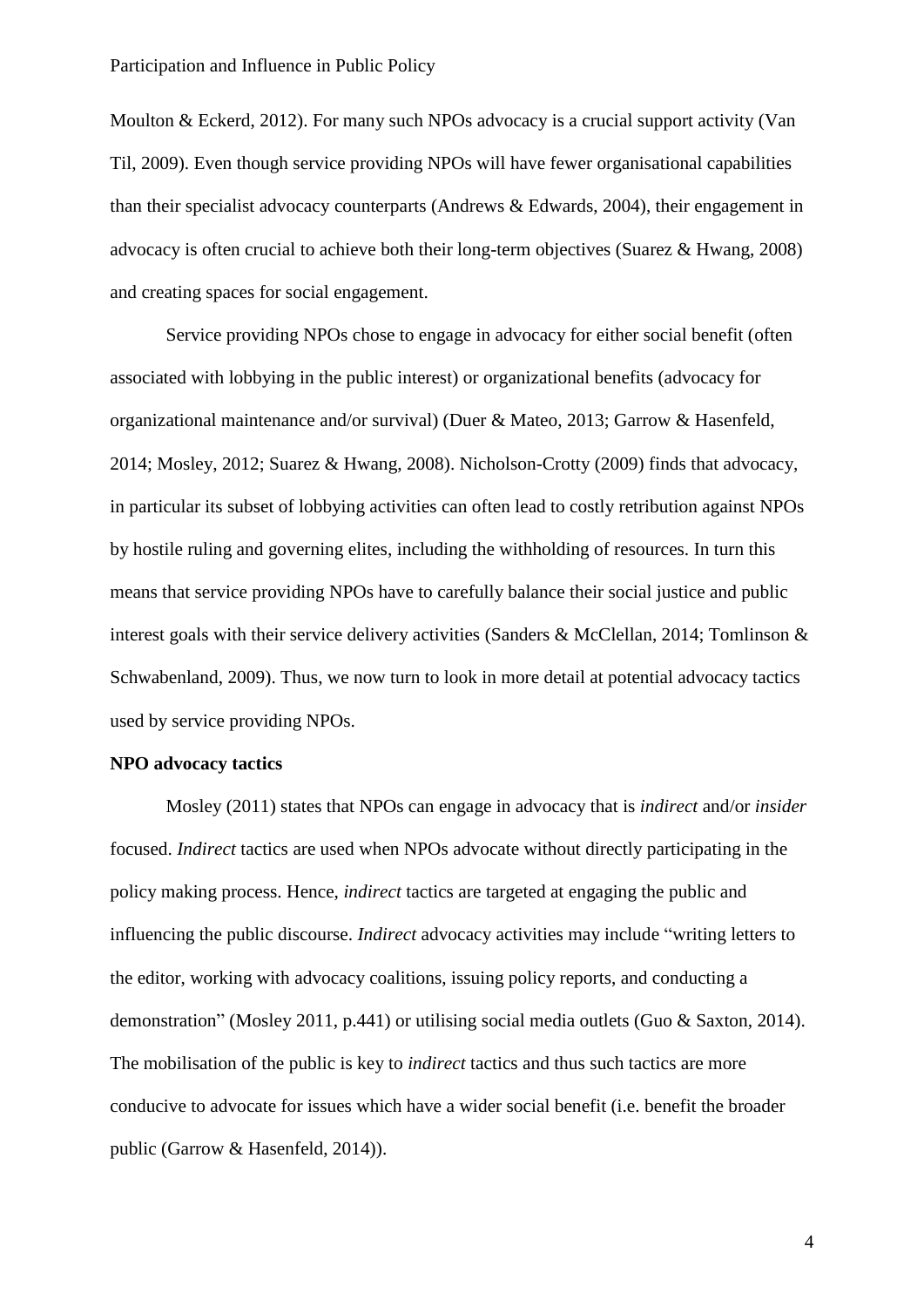Moulton & Eckerd, 2012). For many such NPOs advocacy is a crucial support activity (Van Til, 2009). Even though service providing NPOs will have fewer organisational capabilities than their specialist advocacy counterparts (Andrews & Edwards, 2004), their engagement in advocacy is often crucial to achieve both their long-term objectives (Suarez & Hwang, 2008) and creating spaces for social engagement.

Service providing NPOs chose to engage in advocacy for either social benefit (often associated with lobbying in the public interest) or organizational benefits (advocacy for organizational maintenance and/or survival) (Duer & Mateo, 2013; Garrow & Hasenfeld, 2014; Mosley, 2012; Suarez & Hwang, 2008). Nicholson-Crotty (2009) finds that advocacy, in particular its subset of lobbying activities can often lead to costly retribution against NPOs by hostile ruling and governing elites, including the withholding of resources. In turn this means that service providing NPOs have to carefully balance their social justice and public interest goals with their service delivery activities (Sanders & McClellan, 2014; Tomlinson & Schwabenland, 2009). Thus, we now turn to look in more detail at potential advocacy tactics used by service providing NPOs.

**NPO advocacy tactics**

Mosley (2011) states that NPOs can engage in advocacy that is *indirect* and/or *insider* focused. *Indirect* tactics are used when NPOs advocate without directly participating in the policy making process. Hence, *indirect* tactics are targeted at engaging the public and influencing the public discourse. *Indirect* advocacy activities may include "writing letters to the editor, working with advocacy coalitions, issuing policy reports, and conducting a demonstration" (Mosley 2011, p.441) or utilising social media outlets (Guo & Saxton, 2014). The mobilisation of the public is key to *indirect* tactics and thus such tactics are more conducive to advocate for issues which have a wider social benefit (i.e. benefit the broader public (Garrow & Hasenfeld, 2014)).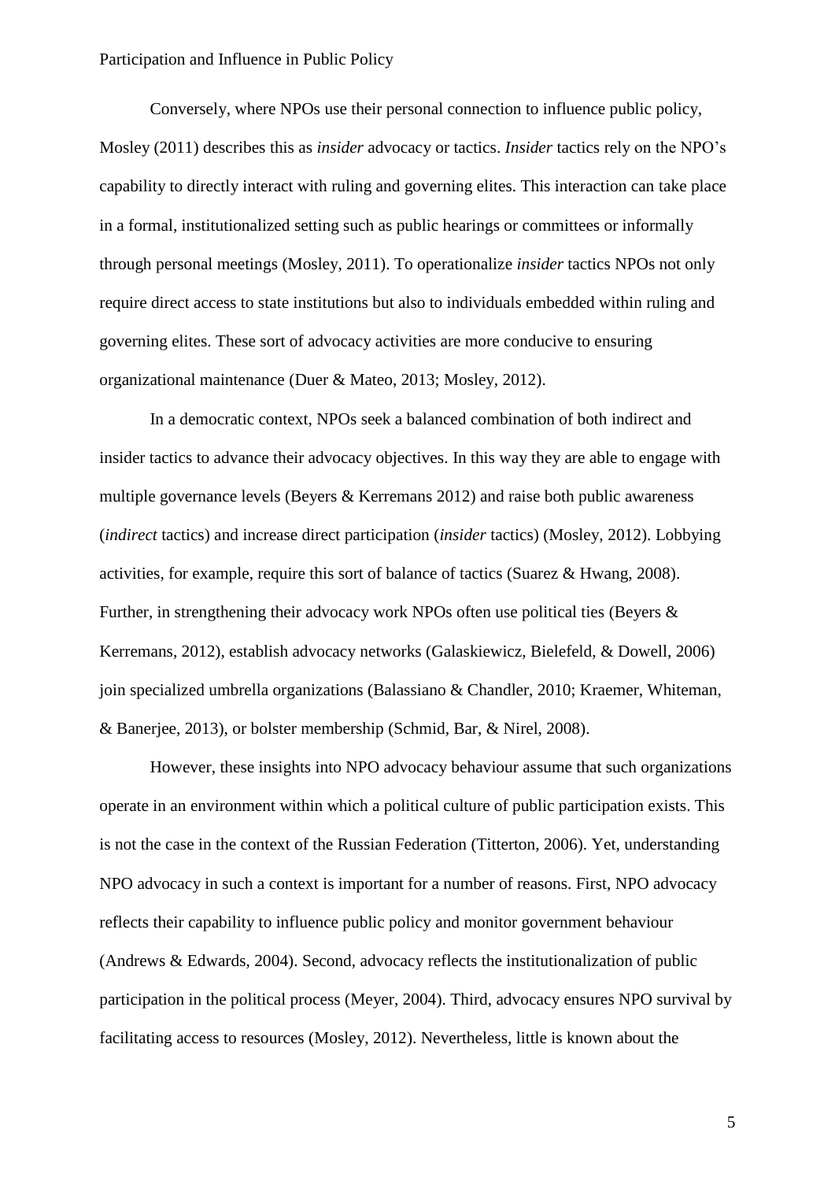Conversely, where NPOs use their personal connection to influence public policy, Mosley (2011) describes this as *insider* advocacy or tactics. *Insider* tactics rely on the NPO's capability to directly interact with ruling and governing elites. This interaction can take place in a formal, institutionalized setting such as public hearings or committees or informally through personal meetings (Mosley, 2011). To operationalize *insider* tactics NPOs not only require direct access to state institutions but also to individuals embedded within ruling and governing elites. These sort of advocacy activities are more conducive to ensuring organizational maintenance (Duer & Mateo, 2013; Mosley, 2012).

In a democratic context, NPOs seek a balanced combination of both indirect and insider tactics to advance their advocacy objectives. In this way they are able to engage with multiple governance levels (Beyers & Kerremans 2012) and raise both public awareness (*indirect* tactics) and increase direct participation (*insider* tactics) (Mosley, 2012). Lobbying activities, for example, require this sort of balance of tactics (Suarez & Hwang, 2008). Further, in strengthening their advocacy work NPOs often use political ties (Beyers & Kerremans, 2012), establish advocacy networks (Galaskiewicz, Bielefeld, & Dowell, 2006) join specialized umbrella organizations (Balassiano & Chandler, 2010; Kraemer, Whiteman, & Banerjee, 2013), or bolster membership (Schmid, Bar, & Nirel, 2008).

However, these insights into NPO advocacy behaviour assume that such organizations operate in an environment within which a political culture of public participation exists. This is not the case in the context of the Russian Federation (Titterton, 2006). Yet, understanding NPO advocacy in such a context is important for a number of reasons. First, NPO advocacy reflects their capability to influence public policy and monitor government behaviour (Andrews & Edwards, 2004). Second, advocacy reflects the institutionalization of public participation in the political process (Meyer, 2004). Third, advocacy ensures NPO survival by facilitating access to resources (Mosley, 2012). Nevertheless, little is known about the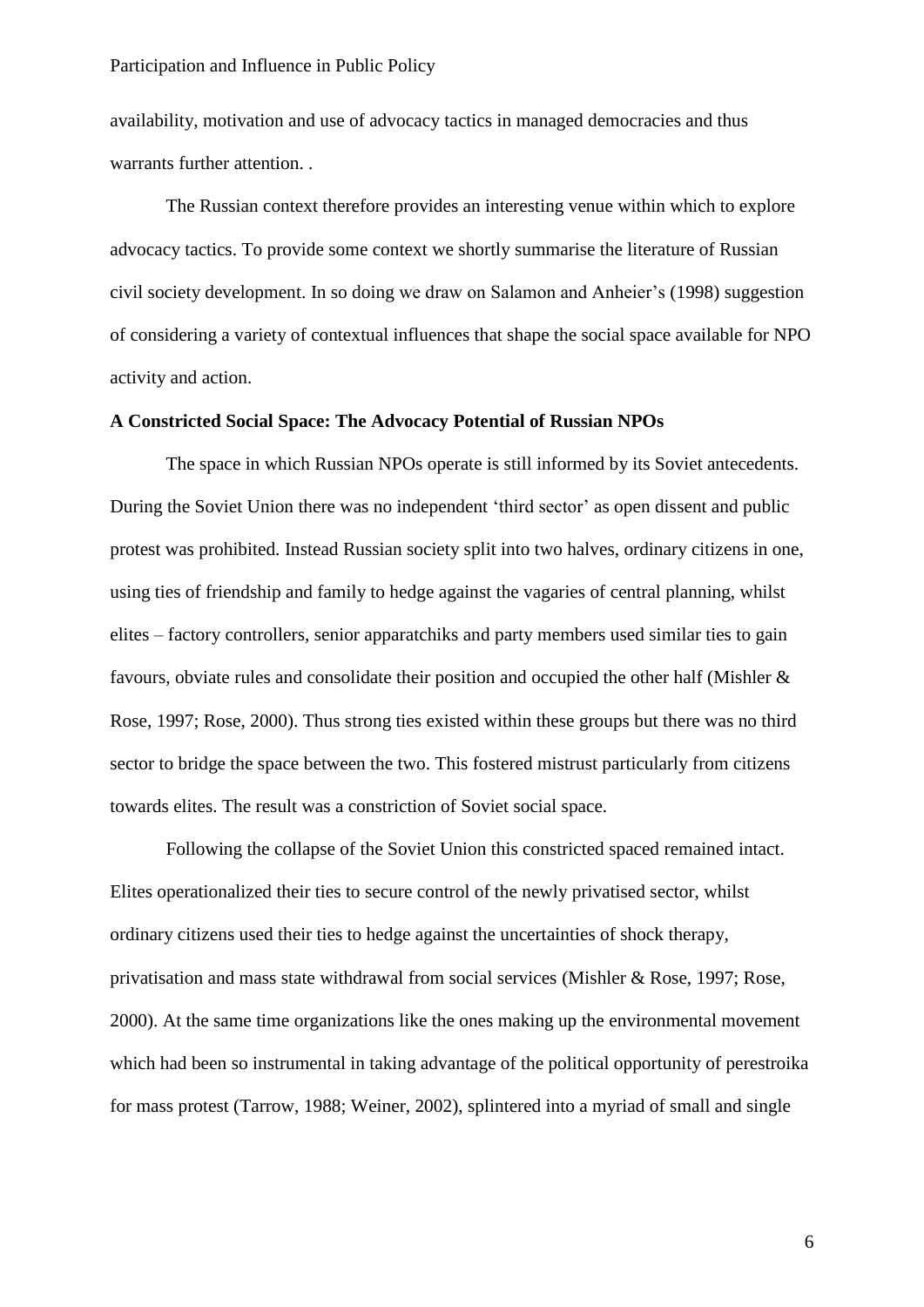availability, motivation and use of advocacy tactics in managed democracies and thus warrants further attention. .

The Russian context therefore provides an interesting venue within which to explore advocacy tactics. To provide some context we shortly summarise the literature of Russian civil society development. In so doing we draw on Salamon and Anheier's (1998) suggestion of considering a variety of contextual influences that shape the social space available for NPO activity and action.

**A Constricted Social Space: The Advocacy Potential of Russian NPOs**

The space in which Russian NPOs operate is still informed by its Soviet antecedents. During the Soviet Union there was no independent 'third sector' as open dissent and public protest was prohibited. Instead Russian society split into two halves, ordinary citizens in one, using ties of friendship and family to hedge against the vagaries of central planning, whilst elites – factory controllers, senior apparatchiks and party members used similar ties to gain favours, obviate rules and consolidate their position and occupied the other half (Mishler & Rose, 1997; Rose, 2000). Thus strong ties existed within these groups but there was no third sector to bridge the space between the two. This fostered mistrust particularly from citizens towards elites. The result was a constriction of Soviet social space.

Following the collapse of the Soviet Union this constricted spaced remained intact. Elites operationalized their ties to secure control of the newly privatised sector, whilst ordinary citizens used their ties to hedge against the uncertainties of shock therapy, privatisation and mass state withdrawal from social services (Mishler & Rose, 1997; Rose, 2000). At the same time organizations like the ones making up the environmental movement which had been so instrumental in taking advantage of the political opportunity of perestroika for mass protest (Tarrow, 1988; Weiner, 2002), splintered into a myriad of small and single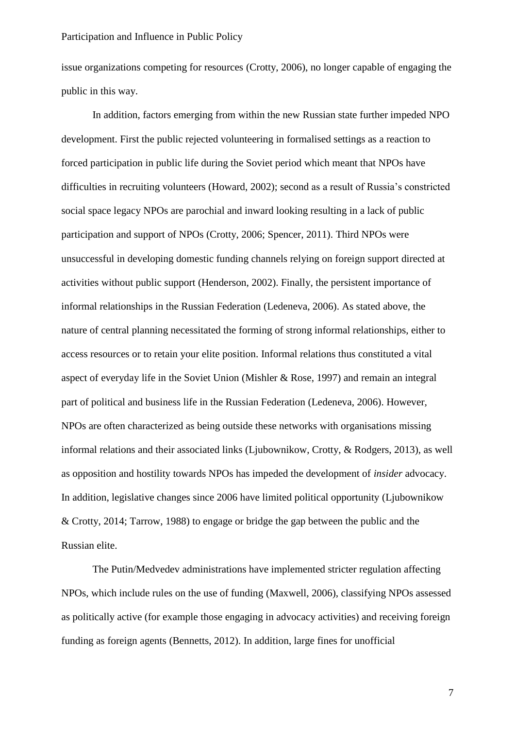issue organizations competing for resources (Crotty, 2006), no longer capable of engaging the public in this way.

In addition, factors emerging from within the new Russian state further impeded NPO development. First the public rejected volunteering in formalised settings as a reaction to forced participation in public life during the Soviet period which meant that NPOs have difficulties in recruiting volunteers (Howard, 2002); second as a result of Russia's constricted social space legacy NPOs are parochial and inward looking resulting in a lack of public participation and support of NPOs (Crotty, 2006; Spencer, 2011). Third NPOs were unsuccessful in developing domestic funding channels relying on foreign support directed at activities without public support (Henderson, 2002). Finally, the persistent importance of informal relationships in the Russian Federation (Ledeneva, 2006). As stated above, the nature of central planning necessitated the forming of strong informal relationships, either to access resources or to retain your elite position. Informal relations thus constituted a vital aspect of everyday life in the Soviet Union (Mishler & Rose, 1997) and remain an integral part of political and business life in the Russian Federation (Ledeneva, 2006). However, NPOs are often characterized as being outside these networks with organisations missing informal relations and their associated links (Ljubownikow, Crotty, & Rodgers, 2013), as well as opposition and hostility towards NPOs has impeded the development of *insider* advocacy. In addition, legislative changes since 2006 have limited political opportunity (Ljubownikow & Crotty, 2014; Tarrow, 1988) to engage or bridge the gap between the public and the Russian elite.

The Putin/Medvedev administrations have implemented stricter regulation affecting NPOs, which include rules on the use of funding (Maxwell, 2006), classifying NPOs assessed as politically active (for example those engaging in advocacy activities) and receiving foreign funding as foreign agents (Bennetts, 2012). In addition, large fines for unofficial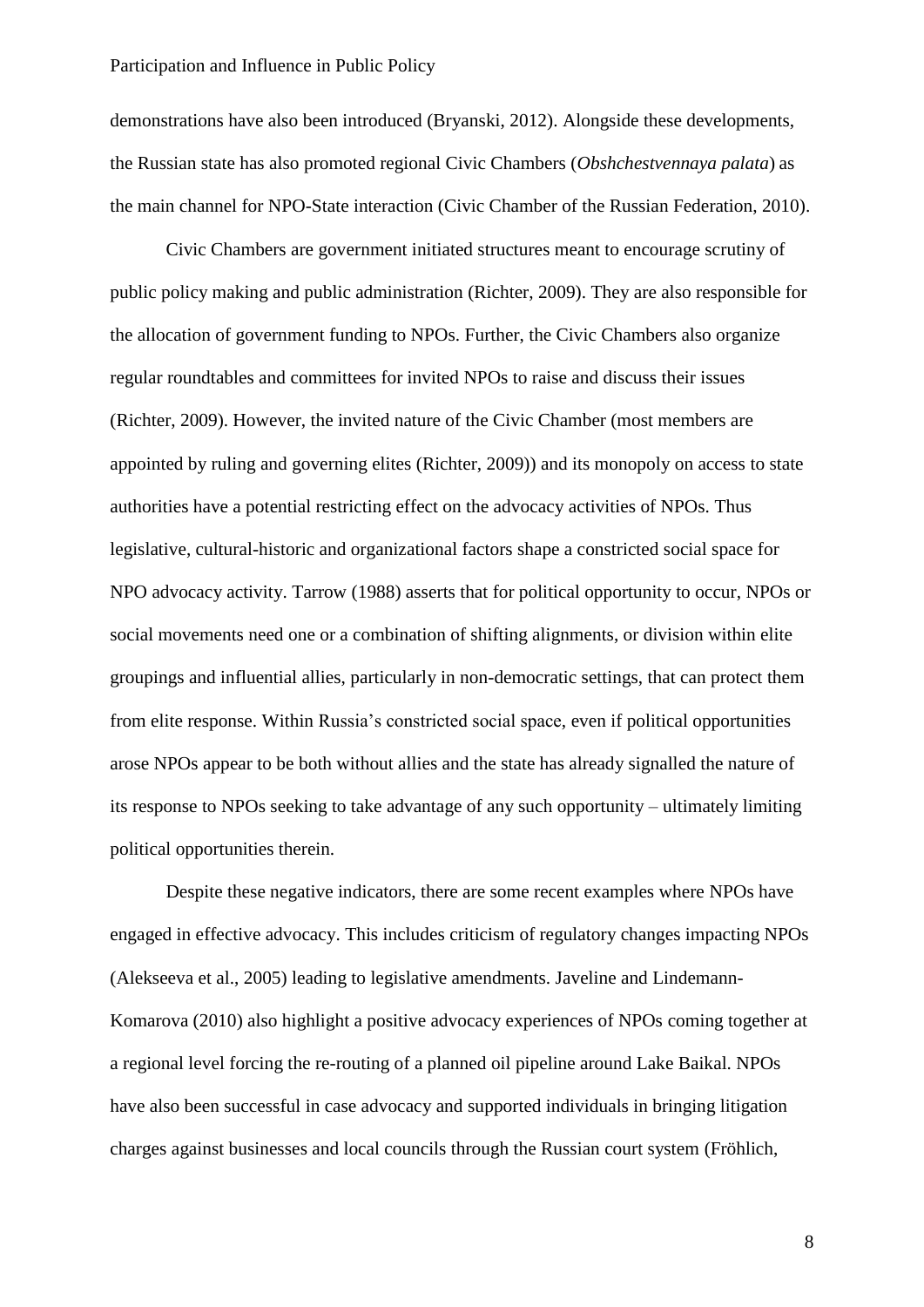demonstrations have also been introduced (Bryanski, 2012). Alongside these developments, the Russian state has also promoted regional Civic Chambers (*Obshchestvennaya palata*) as the main channel for NPO-State interaction (Civic Chamber of the Russian Federation, 2010).

Civic Chambers are government initiated structures meant to encourage scrutiny of public policy making and public administration (Richter, 2009). They are also responsible for the allocation of government funding to NPOs. Further, the Civic Chambers also organize regular roundtables and committees for invited NPOs to raise and discuss their issues (Richter, 2009). However, the invited nature of the Civic Chamber (most members are appointed by ruling and governing elites (Richter, 2009)) and its monopoly on access to state authorities have a potential restricting effect on the advocacy activities of NPOs. Thus legislative, cultural-historic and organizational factors shape a constricted social space for NPO advocacy activity. Tarrow (1988) asserts that for political opportunity to occur, NPOs or social movements need one or a combination of shifting alignments, or division within elite groupings and influential allies, particularly in non-democratic settings, that can protect them from elite response. Within Russia's constricted social space, even if political opportunities arose NPOs appear to be both without allies and the state has already signalled the nature of its response to NPOs seeking to take advantage of any such opportunity – ultimately limiting political opportunities therein.

Despite these negative indicators, there are some recent examples where NPOs have engaged in effective advocacy. This includes criticism of regulatory changes impacting NPOs (Alekseeva et al., 2005) leading to legislative amendments. Javeline and Lindemann-Komarova (2010) also highlight a positive advocacy experiences of NPOs coming together at a regional level forcing the re-routing of a planned oil pipeline around Lake Baikal. NPOs have also been successful in case advocacy and supported individuals in bringing litigation charges against businesses and local councils through the Russian court system (Fröhlich,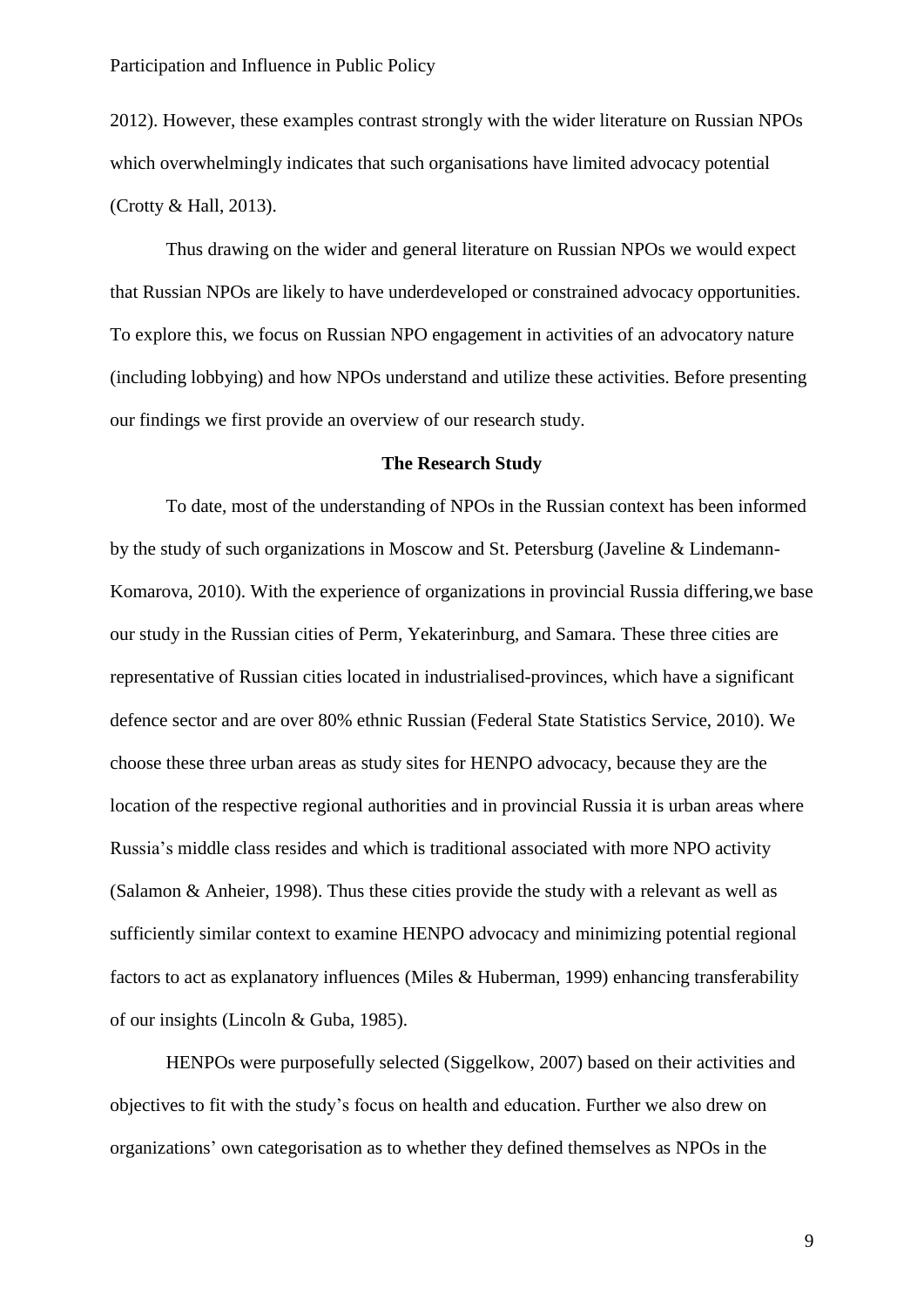2012). However, these examples contrast strongly with the wider literature on Russian NPOs which overwhelmingly indicates that such organisations have limited advocacy potential (Crotty & Hall, 2013).

Thus drawing on the wider and general literature on Russian NPOs we would expect that Russian NPOs are likely to have underdeveloped or constrained advocacy opportunities. To explore this, we focus on Russian NPO engagement in activities of an advocatory nature (including lobbying) and how NPOs understand and utilize these activities. Before presenting our findings we first provide an overview of our research study.

## The Research Study

To date, most of the understanding of NPOs in the Russian context has been informed by the study of such organizations in Moscow and St. Petersburg (Javeline & Lindemann-Komarova, 2010). With the experience of organizations in provincial Russia differing,we base our study in the Russian cities of Perm, Yekaterinburg, and Samara. These three cities are representative of Russian cities located in industrialised-provinces, which have a significant defence sector and are over 80% ethnic Russian (Federal State Statistics Service, 2010). We choose these three urban areas as study sites for HENPO advocacy, because they are the location of the respective regional authorities and in provincial Russia it is urban areas where Russia's middle class resides and which is traditional associated with more NPO activity (Salamon & Anheier, 1998). Thus these cities provide the study with a relevant as well as sufficiently similar context to examine HENPO advocacy and minimizing potential regional factors to act as explanatory influences (Miles & Huberman, 1999) enhancing transferability of our insights (Lincoln & Guba, 1985).

HENPOs were purposefully selected (Siggelkow, 2007) based on their activities and objectives to fit with the study's focus on health and education. Further we also drew on organizations' own categorisation as to whether they defined themselves as NPOs in the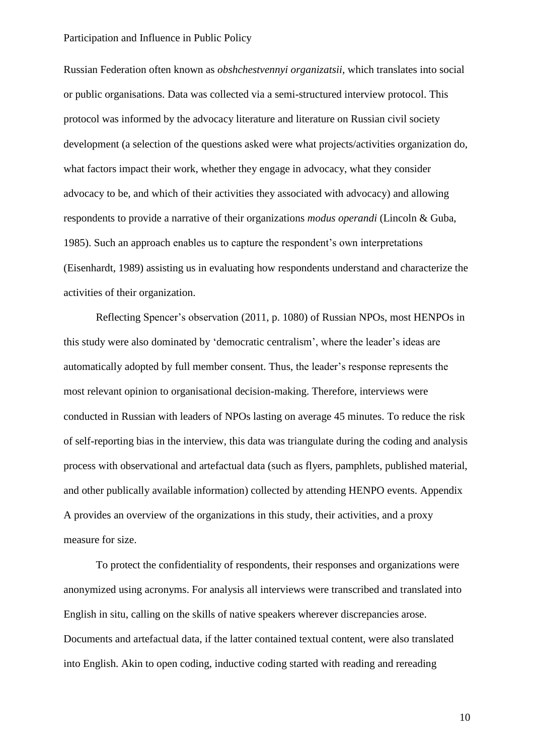Russian Federation often known as *obshchestvennyi organizatsii,* which translates into social or public organisations. Data was collected via a semi-structured interview protocol. This protocol was informed by the advocacy literature and literature on Russian civil society development (a selection of the questions asked were what projects/activities organization do, what factors impact their work, whether they engage in advocacy, what they consider advocacy to be, and which of their activities they associated with advocacy) and allowing respondents to provide a narrative of their organizations *modus operandi* (Lincoln & Guba, 1985). Such an approach enables us to capture the respondent's own interpretations (Eisenhardt, 1989) assisting us in evaluating how respondents understand and characterize the activities of their organization.

Reflecting Spencer's observation (2011, p. 1080) of Russian NPOs, most HENPOs in this study were also dominated by 'democratic centralism', where the leader's ideas are automatically adopted by full member consent. Thus, the leader's response represents the most relevant opinion to organisational decision-making. Therefore, interviews were conducted in Russian with leaders of NPOs lasting on average 45 minutes. To reduce the risk of self-reporting bias in the interview, this data was triangulate during the coding and analysis process with observational and artefactual data (such as flyers, pamphlets, published material, and other publically available information) collected by attending HENPO events. Appendix A provides an overview of the organizations in this study, their activities, and a proxy measure for size.

To protect the confidentiality of respondents, their responses and organizations were anonymized using acronyms. For analysis all interviews were transcribed and translated into English in situ, calling on the skills of native speakers wherever discrepancies arose. Documents and artefactual data, if the latter contained textual content, were also translated into English. Akin to open coding, inductive coding started with reading and rereading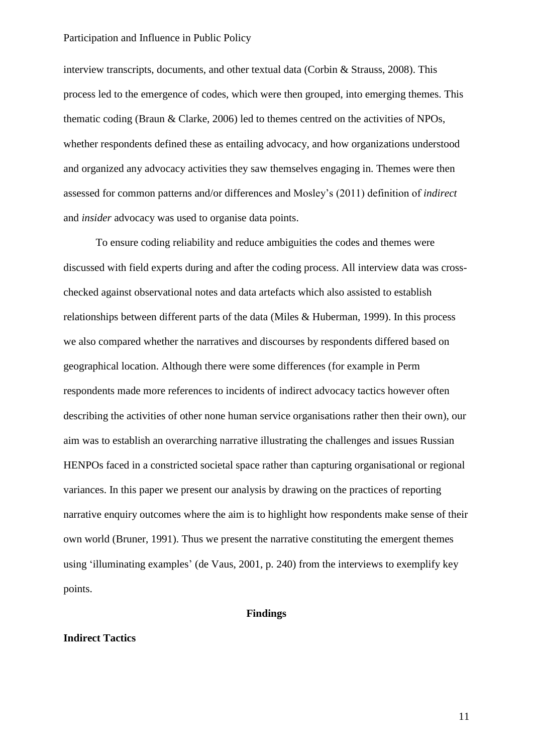interview transcripts, documents, and other textual data (Corbin & Strauss, 2008). This process led to the emergence of codes, which were then grouped, into emerging themes. This thematic coding (Braun & Clarke, 2006) led to themes centred on the activities of NPOs, whether respondents defined these as entailing advocacy, and how organizations understood and organized any advocacy activities they saw themselves engaging in. Themes were then assessed for common patterns and/or differences and Mosley's (2011) definition of *indirect* and *insider* advocacy was used to organise data points.

To ensure coding reliability and reduce ambiguities the codes and themes were discussed with field experts during and after the coding process. All interview data was cross-checked against observational notes and data artefacts which also assisted to establish relationships between different parts of the data (Miles & Huberman, 1999). In this process we also compared whether the narratives and discourses by respondents differed based on geographical location. Although there were some differences (for example in Perm respondents made more references to incidents of indirect advocacy tactics however often describing the activities of other none human service organisations rather then their own), our aim was to establish an overarching narrative illustrating the challenges and issues Russian HENPOs faced in a constricted societal space rather than capturing organisational or regional variances. In this paper we present our analysis by drawing on the practices of reporting narrative enquiry outcomes where the aim is to highlight how respondents make sense of their own world (Bruner, 1991). Thus we present the narrative constituting the emergent themes using 'illuminating examples' (de Vaus, 2001, p. 240) from the interviews to exemplify key points.

## Findings

### Indirect Tactics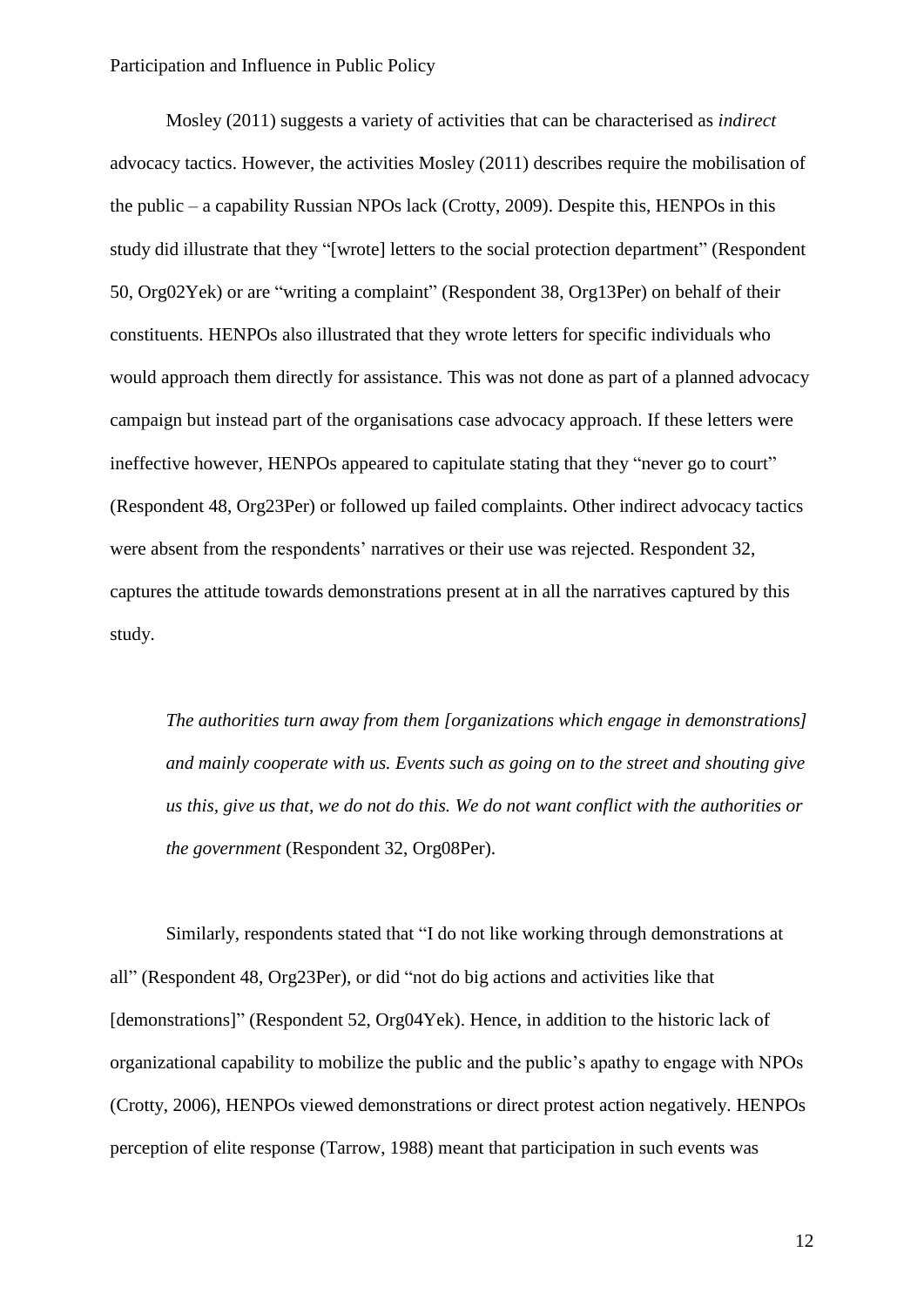Mosley (2011) suggests a variety of activities that can be characterised as *indirect* advocacy tactics. However, the activities Mosley (2011) describes require the mobilisation of the public – a capability Russian NPOs lack (Crotty, 2009). Despite this, HENPOs in this study did illustrate that they "[wrote] letters to the social protection department" (Respondent 50, Org02Yek) or are "writing a complaint" (Respondent 38, Org13Per) on behalf of their constituents. HENPOs also illustrated that they wrote letters for specific individuals who would approach them directly for assistance. This was not done as part of a planned advocacy campaign but instead part of the organisations case advocacy approach. If these letters were ineffective however, HENPOs appeared to capitulate stating that they "never go to court" (Respondent 48, Org23Per) or followed up failed complaints. Other indirect advocacy tactics were absent from the respondents' narratives or their use was rejected. Respondent 32, captures the attitude towards demonstrations present at in all the narratives captured by this study.

> *The authorities turn away from them [organizations which engage in demonstrations] and mainly cooperate with us. Events such as going on to the street and shouting give us this, give us that, we do not do this. We do not want conflict with the authorities or the government* (Respondent 32, Org08Per).

Similarly, respondents stated that "I do not like working through demonstrations at all" (Respondent 48, Org23Per), or did "not do big actions and activities like that [demonstrations]" (Respondent 52, Org04Yek). Hence, in addition to the historic lack of organizational capability to mobilize the public and the public's apathy to engage with NPOs (Crotty, 2006), HENPOs viewed demonstrations or direct protest action negatively. HENPOs perception of elite response (Tarrow, 1988) meant that participation in such events was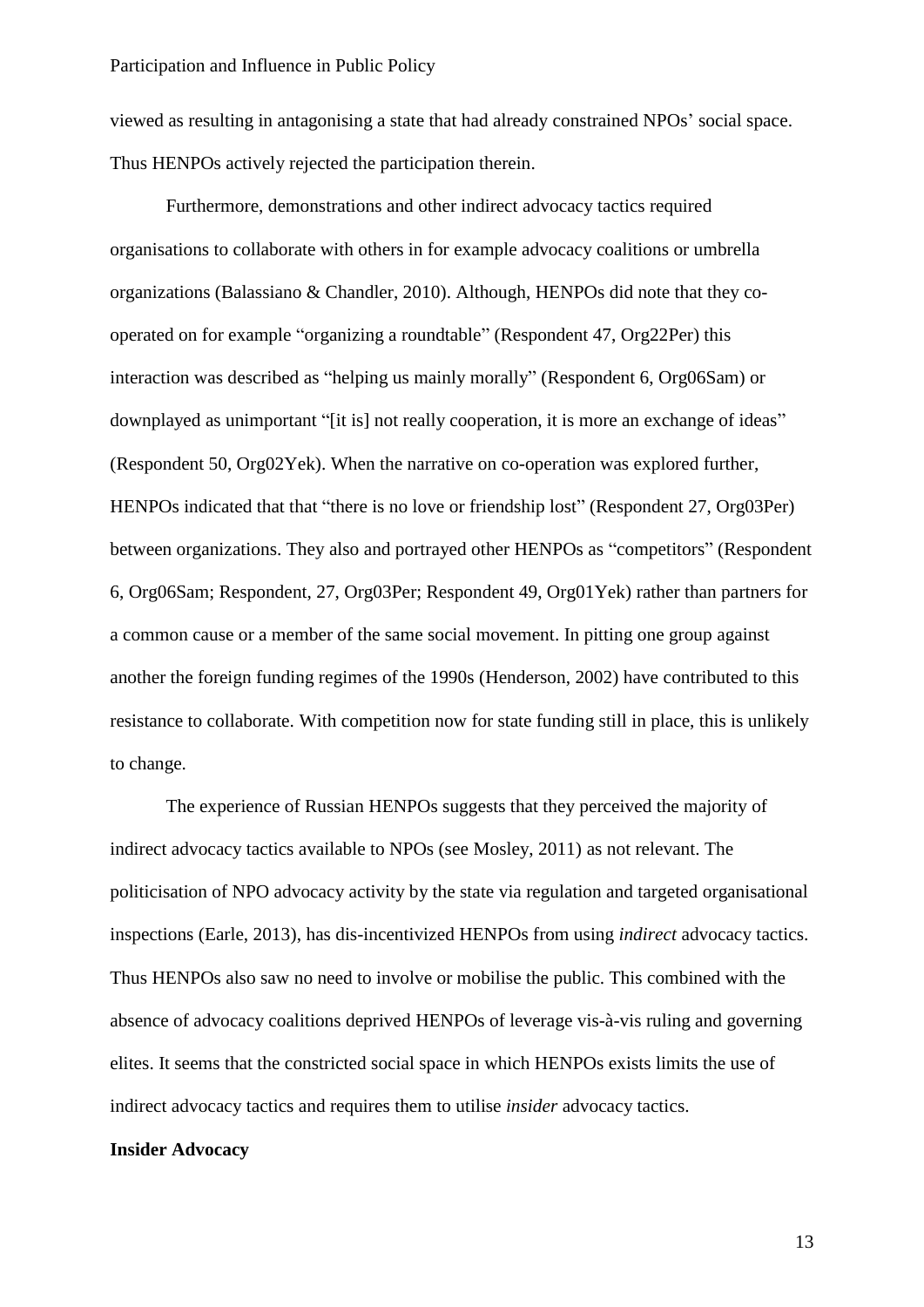viewed as resulting in antagonising a state that had already constrained NPOs' social space. Thus HENPOs actively rejected the participation therein.

Furthermore, demonstrations and other indirect advocacy tactics required organisations to collaborate with others in for example advocacy coalitions or umbrella organizations (Balassiano & Chandler, 2010). Although, HENPOs did note that they co-operated on for example "organizing a roundtable" (Respondent 47, Org22Per) this interaction was described as "helping us mainly morally" (Respondent 6, Org06Sam) or downplayed as unimportant "[it is] not really cooperation, it is more an exchange of ideas" (Respondent 50, Org02Yek). When the narrative on co-operation was explored further, HENPOs indicated that that "there is no love or friendship lost" (Respondent 27, Org03Per) between organizations. They also and portrayed other HENPOs as "competitors" (Respondent 6, Org06Sam; Respondent, 27, Org03Per; Respondent 49, Org01Yek) rather than partners for a common cause or a member of the same social movement. In pitting one group against another the foreign funding regimes of the 1990s (Henderson, 2002) have contributed to this resistance to collaborate. With competition now for state funding still in place, this is unlikely to change.

The experience of Russian HENPOs suggests that they perceived the majority of indirect advocacy tactics available to NPOs (see Mosley, 2011) as not relevant. The politicisation of NPO advocacy activity by the state via regulation and targeted organisational inspections (Earle, 2013), has dis-incentivized HENPOs from using *indirect* advocacy tactics. Thus HENPOs also saw no need to involve or mobilise the public. This combined with the absence of advocacy coalitions deprived HENPOs of leverage vis-à-vis ruling and governing elites. It seems that the constricted social space in which HENPOs exists limits the use of indirect advocacy tactics and requires them to utilise *insider* advocacy tactics.

**Insider Advocacy**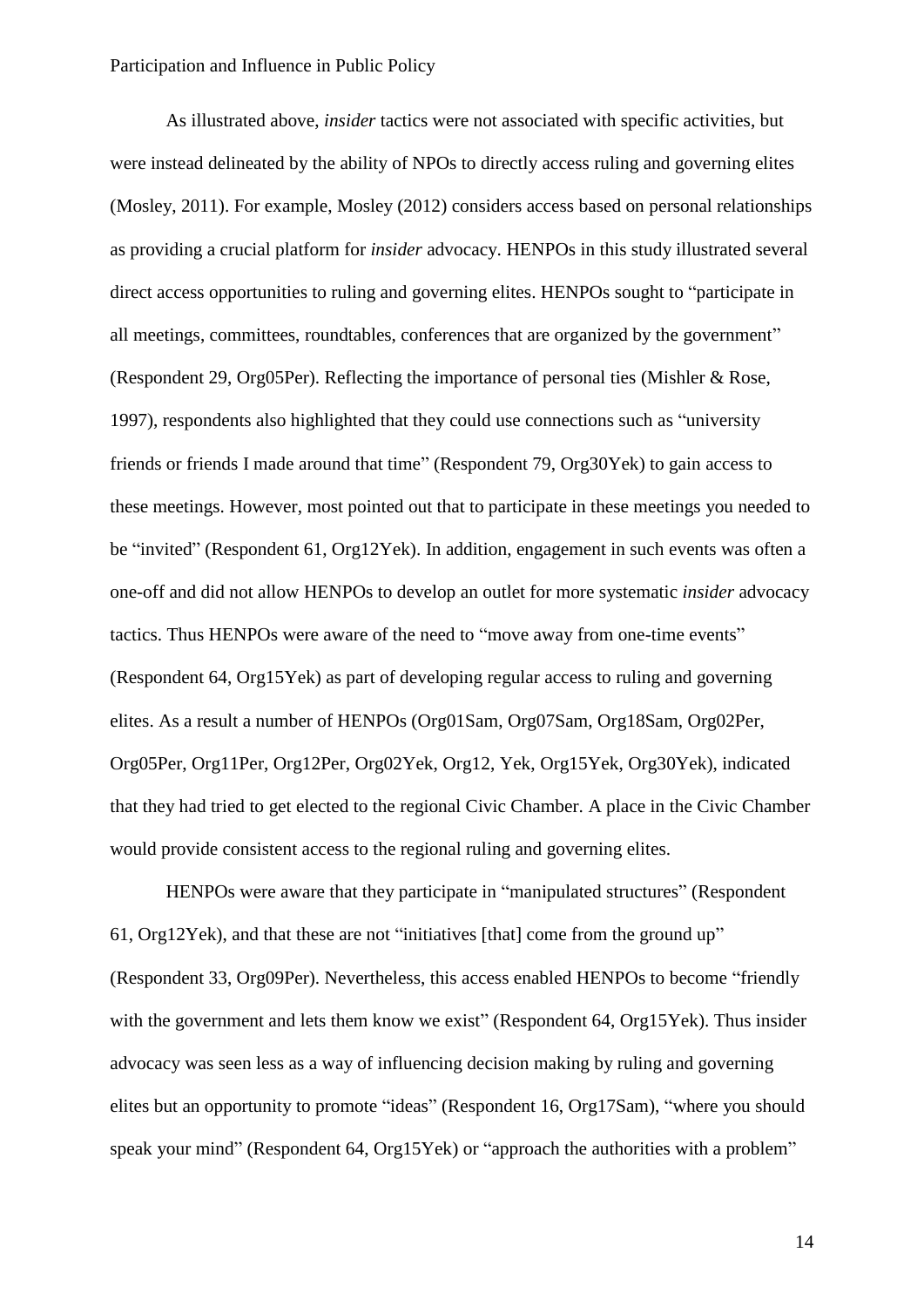As illustrated above, *insider* tactics were not associated with specific activities, but were instead delineated by the ability of NPOs to directly access ruling and governing elites (Mosley, 2011). For example, Mosley (2012) considers access based on personal relationships as providing a crucial platform for *insider* advocacy. HENPOs in this study illustrated several direct access opportunities to ruling and governing elites. HENPOs sought to "participate in all meetings, committees, roundtables, conferences that are organized by the government" (Respondent 29, Org05Per). Reflecting the importance of personal ties (Mishler & Rose, 1997), respondents also highlighted that they could use connections such as "university friends or friends I made around that time" (Respondent 79, Org30Yek) to gain access to these meetings. However, most pointed out that to participate in these meetings you needed to be "invited" (Respondent 61, Org12Yek). In addition, engagement in such events was often a one-off and did not allow HENPOs to develop an outlet for more systematic *insider* advocacy tactics. Thus HENPOs were aware of the need to "move away from one-time events" (Respondent 64, Org15Yek) as part of developing regular access to ruling and governing elites. As a result a number of HENPOs (Org01Sam, Org07Sam, Org18Sam, Org02Per, Org05Per, Org11Per, Org12Per, Org02Yek, Org12, Yek, Org15Yek, Org30Yek), indicated that they had tried to get elected to the regional Civic Chamber. A place in the Civic Chamber would provide consistent access to the regional ruling and governing elites.

HENPOs were aware that they participate in "manipulated structures" (Respondent 61, Org12Yek), and that these are not "initiatives [that] come from the ground up" (Respondent 33, Org09Per). Nevertheless, this access enabled HENPOs to become "friendly with the government and lets them know we exist" (Respondent 64, Org15Yek). Thus insider advocacy was seen less as a way of influencing decision making by ruling and governing elites but an opportunity to promote "ideas" (Respondent 16, Org17Sam), "where you should speak your mind" (Respondent 64, Org15Yek) or "approach the authorities with a problem"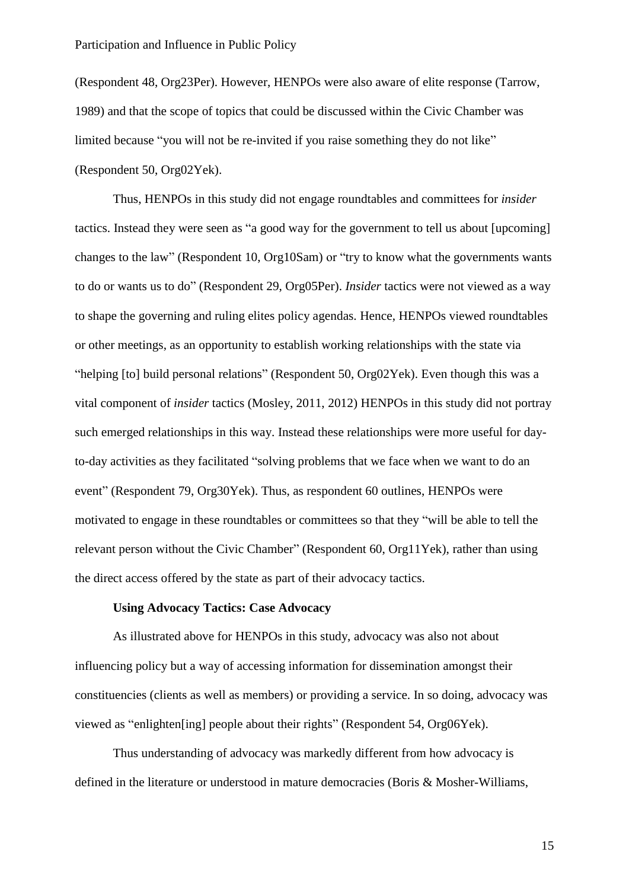(Respondent 48, Org23Per). However, HENPOs were also aware of elite response (Tarrow, 1989) and that the scope of topics that could be discussed within the Civic Chamber was limited because "you will not be re-invited if you raise something they do not like" (Respondent 50, Org02Yek).

Thus, HENPOs in this study did not engage roundtables and committees for *insider* tactics. Instead they were seen as "a good way for the government to tell us about [upcoming] changes to the law" (Respondent 10, Org10Sam) or "try to know what the governments wants to do or wants us to do" (Respondent 29, Org05Per). *Insider* tactics were not viewed as a way to shape the governing and ruling elites policy agendas. Hence, HENPOs viewed roundtables or other meetings, as an opportunity to establish working relationships with the state via "helping [to] build personal relations" (Respondent 50, Org02Yek). Even though this was a vital component of *insider* tactics (Mosley, 2011, 2012) HENPOs in this study did not portray such emerged relationships in this way. Instead these relationships were more useful for day-to-day activities as they facilitated "solving problems that we face when we want to do an event" (Respondent 79, Org30Yek). Thus, as respondent 60 outlines, HENPOs were motivated to engage in these roundtables or committees so that they "will be able to tell the relevant person without the Civic Chamber" (Respondent 60, Org11Yek), rather than using the direct access offered by the state as part of their advocacy tactics.

### Using Advocacy Tactics: Case Advocacy

As illustrated above for HENPOs in this study, advocacy was also not about influencing policy but a way of accessing information for dissemination amongst their constituencies (clients as well as members) or providing a service. In so doing, advocacy was viewed as "enlighten[ing] people about their rights" (Respondent 54, Org06Yek).

Thus understanding of advocacy was markedly different from how advocacy is defined in the literature or understood in mature democracies (Boris & Mosher-Williams,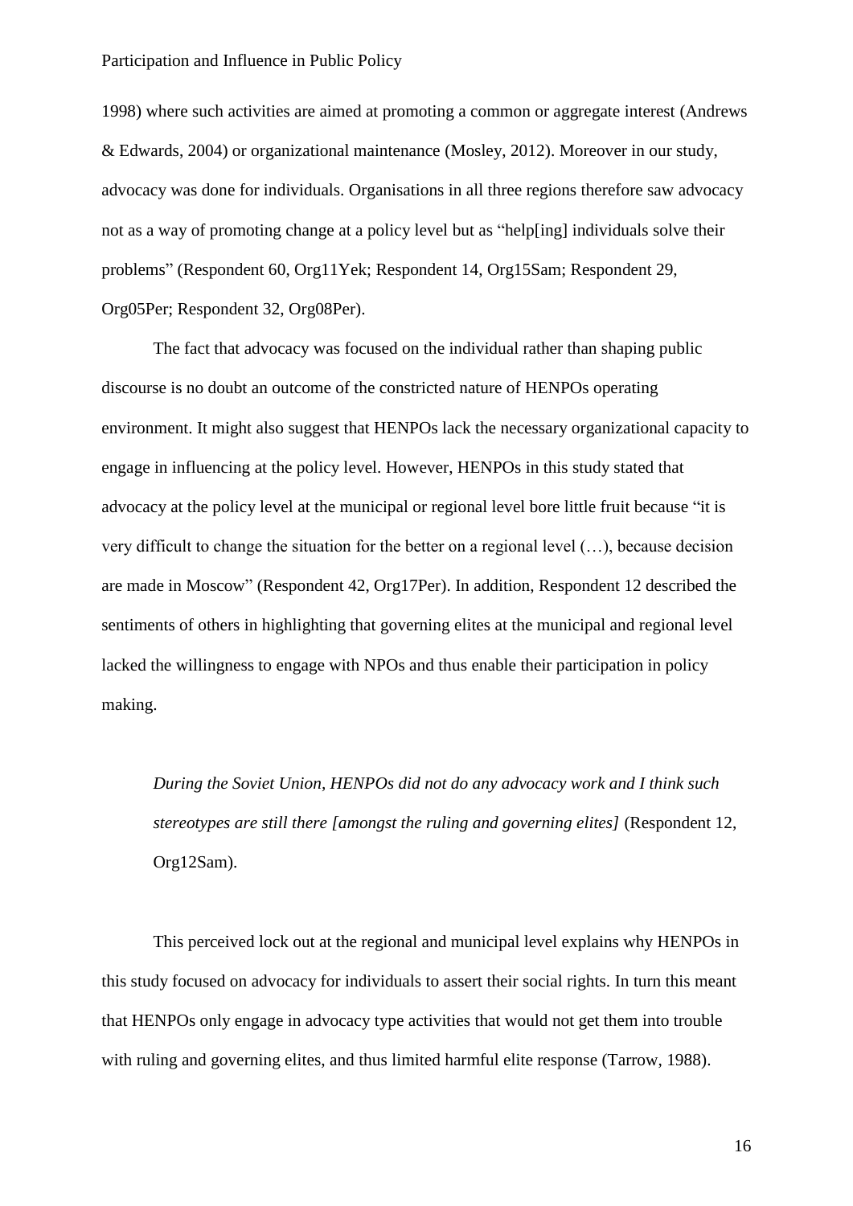1998) where such activities are aimed at promoting a common or aggregate interest (Andrews & Edwards, 2004) or organizational maintenance (Mosley, 2012). Moreover in our study, advocacy was done for individuals. Organisations in all three regions therefore saw advocacy not as a way of promoting change at a policy level but as "help[ing] individuals solve their problems" (Respondent 60, Org11Yek; Respondent 14, Org15Sam; Respondent 29, Org05Per; Respondent 32, Org08Per).

The fact that advocacy was focused on the individual rather than shaping public discourse is no doubt an outcome of the constricted nature of HENPOs operating environment. It might also suggest that HENPOs lack the necessary organizational capacity to engage in influencing at the policy level. However, HENPOs in this study stated that advocacy at the policy level at the municipal or regional level bore little fruit because "it is very difficult to change the situation for the better on a regional level (…), because decision are made in Moscow" (Respondent 42, Org17Per). In addition, Respondent 12 described the sentiments of others in highlighting that governing elites at the municipal and regional level lacked the willingness to engage with NPOs and thus enable their participation in policy making.

> *During the Soviet Union, HENPOs did not do any advocacy work and I think such stereotypes are still there [amongst the ruling and governing elites]* (Respondent 12, Org12Sam).

This perceived lock out at the regional and municipal level explains why HENPOs in this study focused on advocacy for individuals to assert their social rights. In turn this meant that HENPOs only engage in advocacy type activities that would not get them into trouble with ruling and governing elites, and thus limited harmful elite response (Tarrow, 1988).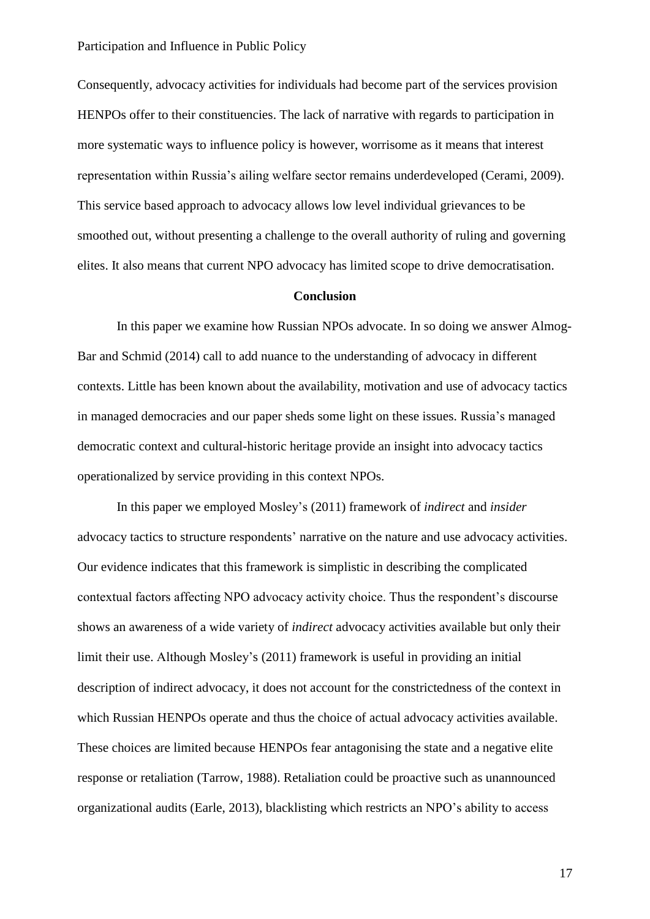Consequently, advocacy activities for individuals had become part of the services provision HENPOs offer to their constituencies. The lack of narrative with regards to participation in more systematic ways to influence policy is however, worrisome as it means that interest representation within Russia's ailing welfare sector remains underdeveloped (Cerami, 2009). This service based approach to advocacy allows low level individual grievances to be smoothed out, without presenting a challenge to the overall authority of ruling and governing elites. It also means that current NPO advocacy has limited scope to drive democratisation.

## Conclusion

In this paper we examine how Russian NPOs advocate. In so doing we answer Almog-Bar and Schmid (2014) call to add nuance to the understanding of advocacy in different contexts. Little has been known about the availability, motivation and use of advocacy tactics in managed democracies and our paper sheds some light on these issues. Russia's managed democratic context and cultural-historic heritage provide an insight into advocacy tactics operationalized by service providing in this context NPOs.

In this paper we employed Mosley's (2011) framework of *indirect* and *insider* advocacy tactics to structure respondents' narrative on the nature and use advocacy activities. Our evidence indicates that this framework is simplistic in describing the complicated contextual factors affecting NPO advocacy activity choice. Thus the respondent's discourse shows an awareness of a wide variety of *indirect* advocacy activities available but only their limit their use. Although Mosley's (2011) framework is useful in providing an initial description of indirect advocacy, it does not account for the constrictedness of the context in which Russian HENPOs operate and thus the choice of actual advocacy activities available. These choices are limited because HENPOs fear antagonising the state and a negative elite response or retaliation (Tarrow, 1988). Retaliation could be proactive such as unannounced organizational audits (Earle, 2013), blacklisting which restricts an NPO's ability to access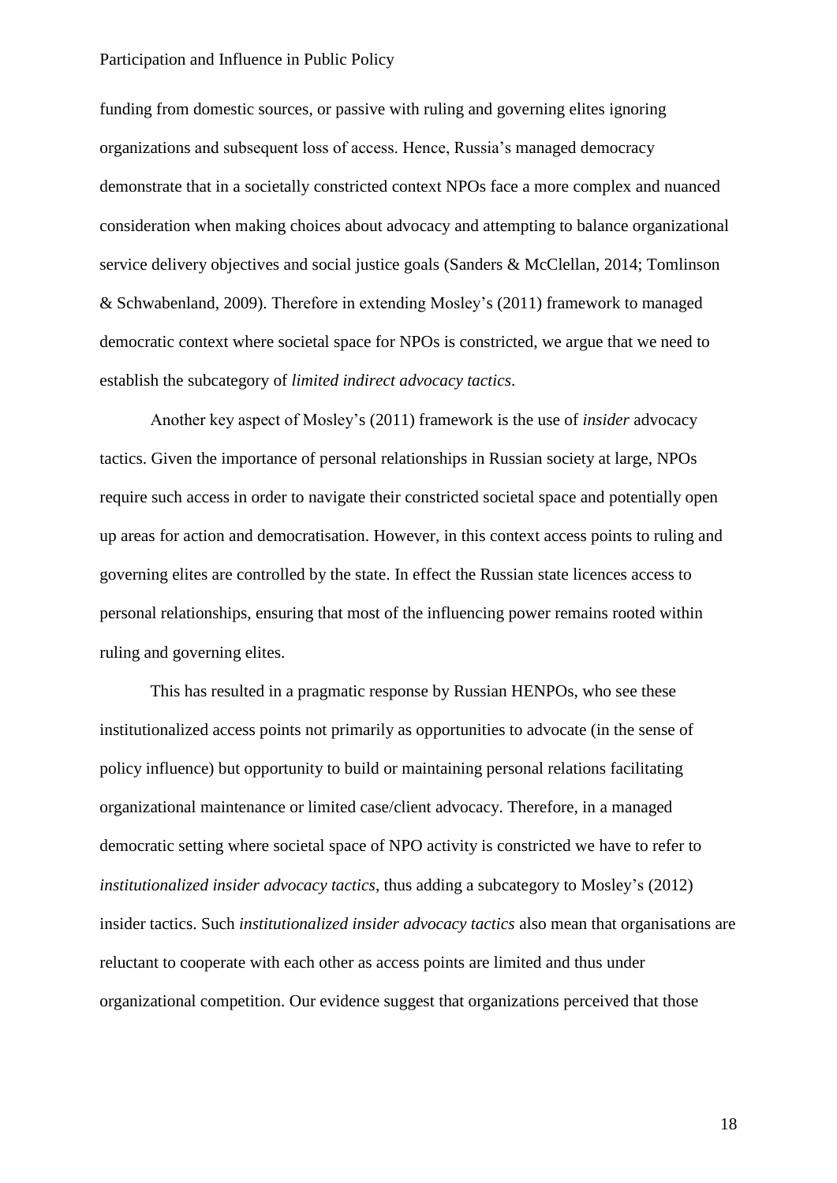funding from domestic sources, or passive with ruling and governing elites ignoring organizations and subsequent loss of access. Hence, Russia's managed democracy demonstrate that in a societally constricted context NPOs face a more complex and nuanced consideration when making choices about advocacy and attempting to balance organizational service delivery objectives and social justice goals (Sanders & McClellan, 2014; Tomlinson & Schwabenland, 2009). Therefore in extending Mosley's (2011) framework to managed democratic context where societal space for NPOs is constricted, we argue that we need to establish the subcategory of *limited indirect advocacy tactics*.

Another key aspect of Mosley's (2011) framework is the use of *insider* advocacy tactics. Given the importance of personal relationships in Russian society at large, NPOs require such access in order to navigate their constricted societal space and potentially open up areas for action and democratisation. However, in this context access points to ruling and governing elites are controlled by the state. In effect the Russian state licences access to personal relationships, ensuring that most of the influencing power remains rooted within ruling and governing elites.

This has resulted in a pragmatic response by Russian HENPOs, who see these institutionalized access points not primarily as opportunities to advocate (in the sense of policy influence) but opportunity to build or maintaining personal relations facilitating organizational maintenance or limited case/client advocacy. Therefore, in a managed democratic setting where societal space of NPO activity is constricted we have to refer to *institutionalized insider advocacy tactics*, thus adding a subcategory to Mosley's (2012) insider tactics. Such *institutionalized insider advocacy tactics* also mean that organisations are reluctant to cooperate with each other as access points are limited and thus under organizational competition. Our evidence suggest that organizations perceived that those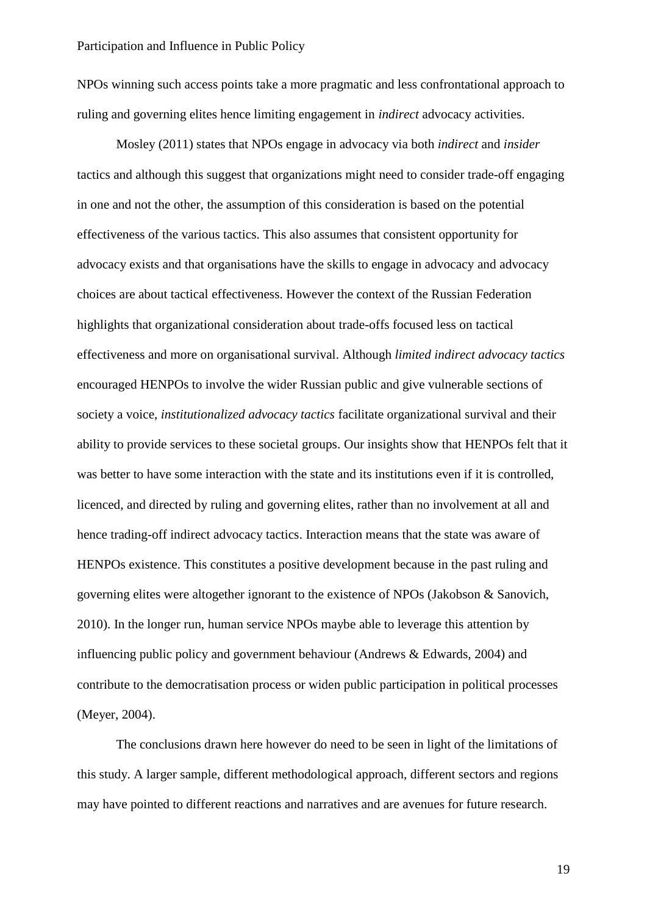NPOs winning such access points take a more pragmatic and less confrontational approach to ruling and governing elites hence limiting engagement in *indirect* advocacy activities.

Mosley (2011) states that NPOs engage in advocacy via both *indirect* and *insider* tactics and although this suggest that organizations might need to consider trade-off engaging in one and not the other, the assumption of this consideration is based on the potential effectiveness of the various tactics. This also assumes that consistent opportunity for advocacy exists and that organisations have the skills to engage in advocacy and advocacy choices are about tactical effectiveness. However the context of the Russian Federation highlights that organizational consideration about trade-offs focused less on tactical effectiveness and more on organisational survival. Although *limited indirect advocacy tactics* encouraged HENPOs to involve the wider Russian public and give vulnerable sections of society a voice, *institutionalized advocacy tactics* facilitate organizational survival and their ability to provide services to these societal groups. Our insights show that HENPOs felt that it was better to have some interaction with the state and its institutions even if it is controlled, licenced, and directed by ruling and governing elites, rather than no involvement at all and hence trading-off indirect advocacy tactics. Interaction means that the state was aware of HENPOs existence. This constitutes a positive development because in the past ruling and governing elites were altogether ignorant to the existence of NPOs (Jakobson & Sanovich, 2010). In the longer run, human service NPOs maybe able to leverage this attention by influencing public policy and government behaviour (Andrews & Edwards, 2004) and contribute to the democratisation process or widen public participation in political processes (Meyer, 2004).

The conclusions drawn here however do need to be seen in light of the limitations of this study. A larger sample, different methodological approach, different sectors and regions may have pointed to different reactions and narratives and are avenues for future research.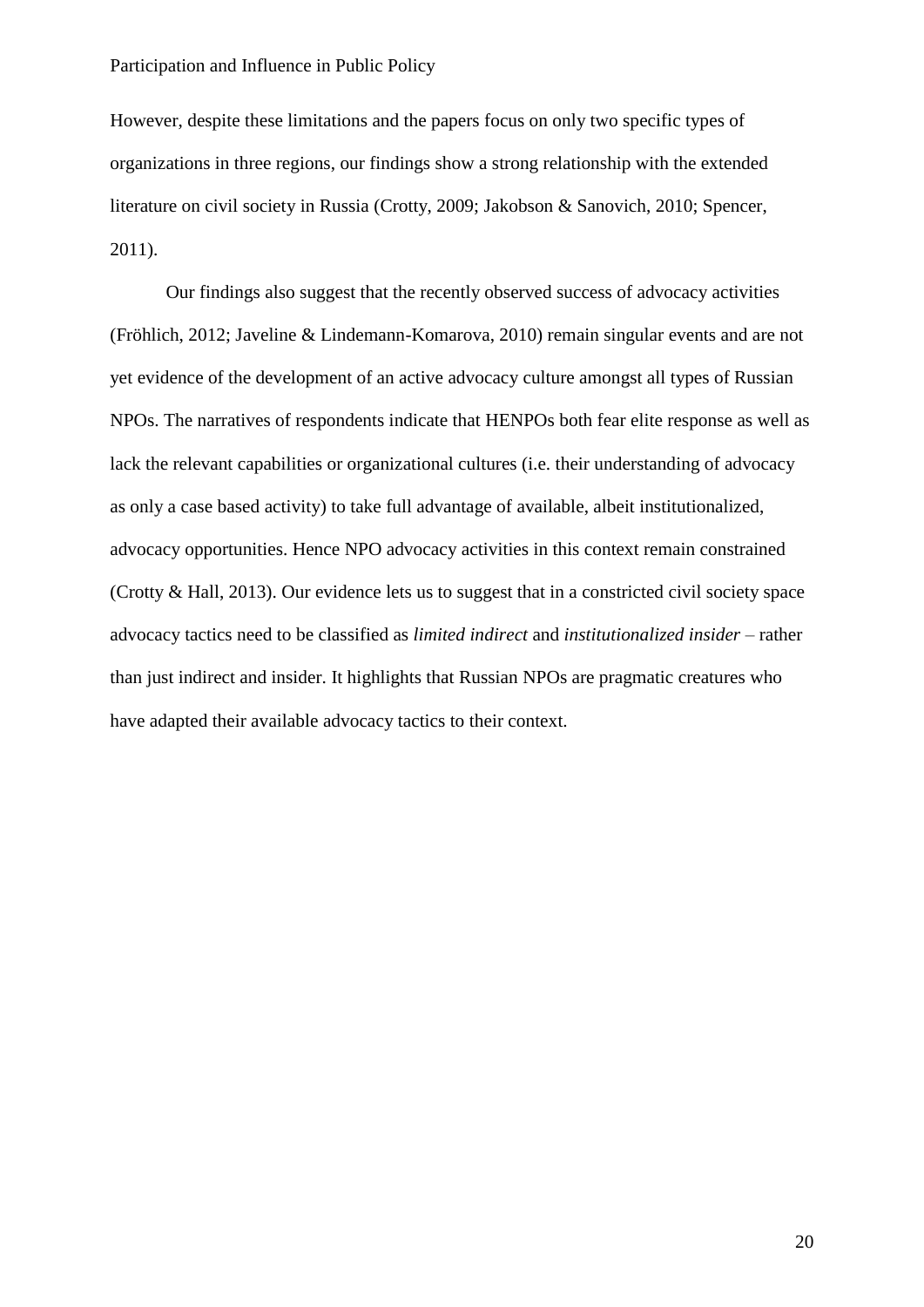However, despite these limitations and the papers focus on only two specific types of organizations in three regions, our findings show a strong relationship with the extended literature on civil society in Russia (Crotty, 2009; Jakobson & Sanovich, 2010; Spencer, 2011).

Our findings also suggest that the recently observed success of advocacy activities (Fröhlich, 2012; Javeline & Lindemann-Komarova, 2010) remain singular events and are not yet evidence of the development of an active advocacy culture amongst all types of Russian NPOs. The narratives of respondents indicate that HENPOs both fear elite response as well as lack the relevant capabilities or organizational cultures (i.e. their understanding of advocacy as only a case based activity) to take full advantage of available, albeit institutionalized, advocacy opportunities. Hence NPO advocacy activities in this context remain constrained (Crotty & Hall, 2013). Our evidence lets us to suggest that in a constricted civil society space advocacy tactics need to be classified as *limited indirect* and *institutionalized insider* – rather than just indirect and insider. It highlights that Russian NPOs are pragmatic creatures who have adapted their available advocacy tactics to their context.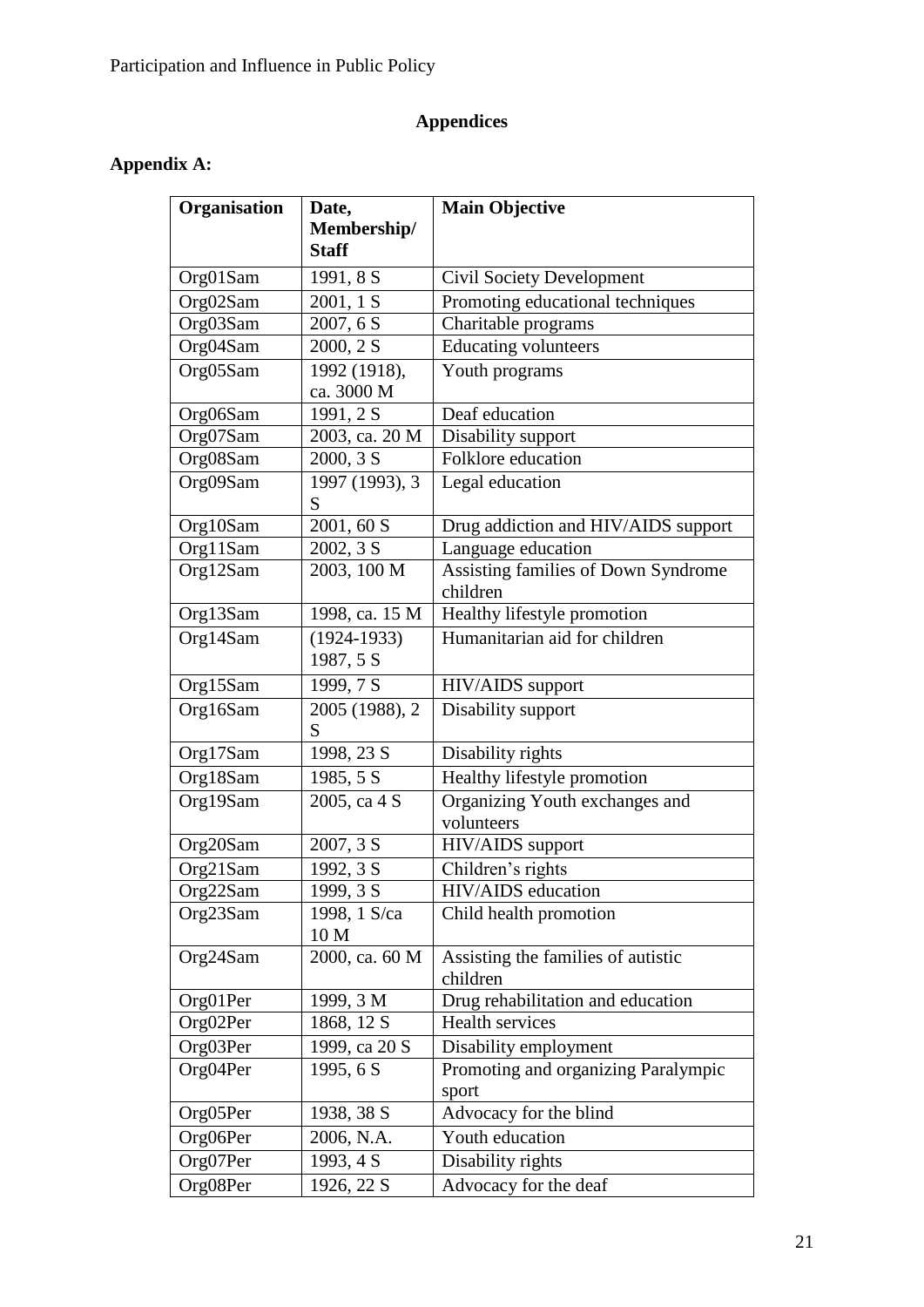# Appendices

## Appendix A:

| Organisation | Date, Membership/ Staff | Main Objective |
|---|---|---|
| Org01Sam | 1991, 8 S | Civil Society Development |
| Org02Sam | 2001, 1 S | Promoting educational techniques |
| Org03Sam | 2007, 6 S | Charitable programs |
| Org04Sam | 2000, 2 S | Educating volunteers |
| Org05Sam | 1992 (1918), ca. 3000 M | Youth programs |
| Org06Sam | 1991, 2 S | Deaf education |
| Org07Sam | 2003, ca. 20 M | Disability support |
| Org08Sam | 2000, 3 S | Folklore education |
| Org09Sam | 1997 (1993), 3 S | Legal education |
| Org10Sam | 2001, 60 S | Drug addiction and HIV/AIDS support |
| Org11Sam | 2002, 3 S | Language education |
| Org12Sam | 2003, 100 M | Assisting families of Down Syndrome children |
| Org13Sam | 1998, ca. 15 M | Healthy lifestyle promotion |
| Org14Sam | (1924-1933) 1987, 5 S | Humanitarian aid for children |
| Org15Sam | 1999, 7 S | HIV/AIDS support |
| Org16Sam | 2005 (1988), 2 S | Disability support |
| Org17Sam | 1998, 23 S | Disability rights |
| Org18Sam | 1985, 5 S | Healthy lifestyle promotion |
| Org19Sam | 2005, ca 4 S | Organizing Youth exchanges and volunteers |
| Org20Sam | 2007, 3 S | HIV/AIDS support |
| Org21Sam | 1992, 3 S | Children's rights |
| Org22Sam | 1999, 3 S | HIV/AIDS education |
| Org23Sam | 1998, 1 S/ca 10 M | Child health promotion |
| Org24Sam | 2000, ca. 60 M | Assisting the families of autistic children |
| Org01Per | 1999, 3 M | Drug rehabilitation and education |
| Org02Per | 1868, 12 S | Health services |
| Org03Per | 1999, ca 20 S | Disability employment |
| Org04Per | 1995, 6 S | Promoting and organizing Paralympic sport |
| Org05Per | 1938, 38 S | Advocacy for the blind |
| Org06Per | 2006, N.A. | Youth education |
| Org07Per | 1993, 4 S | Disability rights |
| Org08Per | 1926, 22 S | Advocacy for the deaf |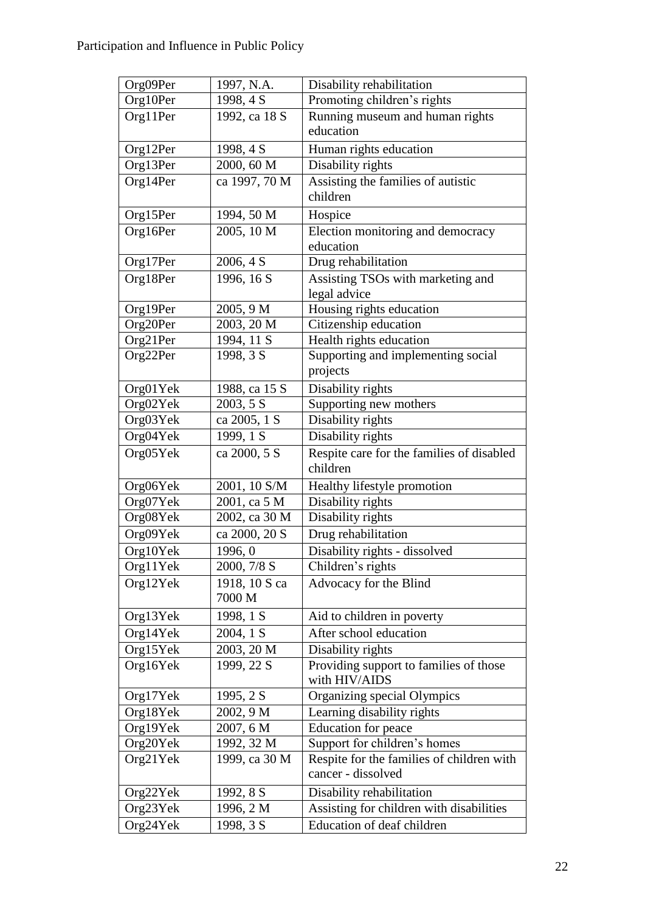| Org09Per | 1997, N.A. | Disability rehabilitation |
|---|---|---|
| Org10Per | 1998, 4 S | Promoting children's rights |
| Org11Per | 1992, ca 18 S | Running museum and human rights education |
| Org12Per | 1998, 4 S | Human rights education |
| Org13Per | 2000, 60 M | Disability rights |
| Org14Per | ca 1997, 70 M | Assisting the families of autistic children |
| Org15Per | 1994, 50 M | Hospice |
| Org16Per | 2005, 10 M | Election monitoring and democracy education |
| Org17Per | 2006, 4 S | Drug rehabilitation |
| Org18Per | 1996, 16 S | Assisting TSOs with marketing and legal advice |
| Org19Per | 2005, 9 M | Housing rights education |
| Org20Per | 2003, 20 M | Citizenship education |
| Org21Per | 1994, 11 S | Health rights education |
| Org22Per | 1998, 3 S | Supporting and implementing social projects |
| Org01Yek | 1988, ca 15 S | Disability rights |
| Org02Yek | 2003, 5 S | Supporting new mothers |
| Org03Yek | ca 2005, 1 S | Disability rights |
| Org04Yek | 1999, 1 S | Disability rights |
| Org05Yek | ca 2000, 5 S | Respite care for the families of disabled children |
| Org06Yek | 2001, 10 S/M | Healthy lifestyle promotion |
| Org07Yek | 2001, ca 5 M | Disability rights |
| Org08Yek | 2002, ca 30 M | Disability rights |
| Org09Yek | ca 2000, 20 S | Drug rehabilitation |
| Org10Yek | 1996, 0 | Disability rights - dissolved |
| Org11Yek | 2000, 7/8 S | Children's rights |
| Org12Yek | 1918, 10 S ca 7000 M | Advocacy for the Blind |
| Org13Yek | 1998, 1 S | Aid to children in poverty |
| Org14Yek | 2004, 1 S | After school education |
| Org15Yek | 2003, 20 M | Disability rights |
| Org16Yek | 1999, 22 S | Providing support to families of those with HIV/AIDS |
| Org17Yek | 1995, 2 S | Organizing special Olympics |
| Org18Yek | 2002, 9 M | Learning disability rights |
| Org19Yek | 2007, 6 M | Education for peace |
| Org20Yek | 1992, 32 M | Support for children's homes |
| Org21Yek | 1999, ca 30 M | Respite for the families of children with cancer - dissolved |
| Org22Yek | 1992, 8 S | Disability rehabilitation |
| Org23Yek | 1996, 2 M | Assisting for children with disabilities |
| Org24Yek | 1998, 3 S | Education of deaf children |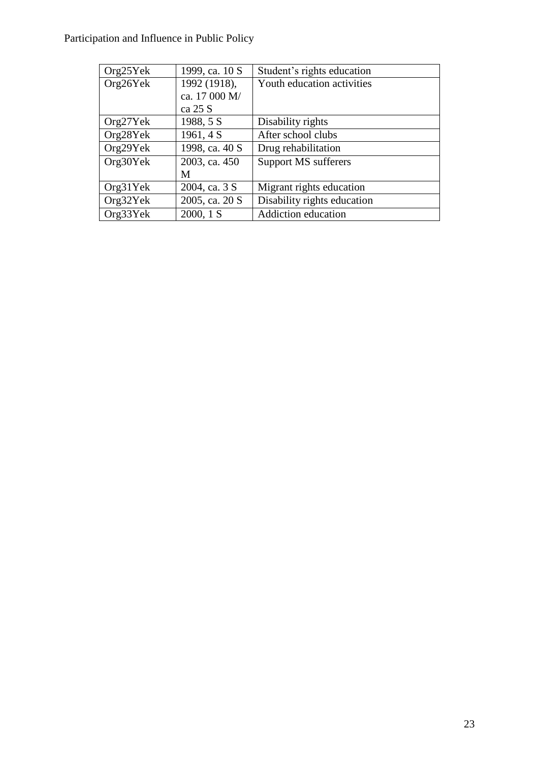| Org25Yek | 1999, ca. 10 S | Student's rights education |
|---|---|---|
| Org26Yek | 1992 (1918), ca. 17 000 M/ ca 25 S | Youth education activities |
| Org27Yek | 1988, 5 S | Disability rights |
| Org28Yek | 1961, 4 S | After school clubs |
| Org29Yek | 1998, ca. 40 S | Drug rehabilitation |
| Org30Yek | 2003, ca. 450 M | Support MS sufferers |
| Org31Yek | 2004, ca. 3 S | Migrant rights education |
| Org32Yek | 2005, ca. 20 S | Disability rights education |
| Org33Yek | 2000, 1 S | Addiction education |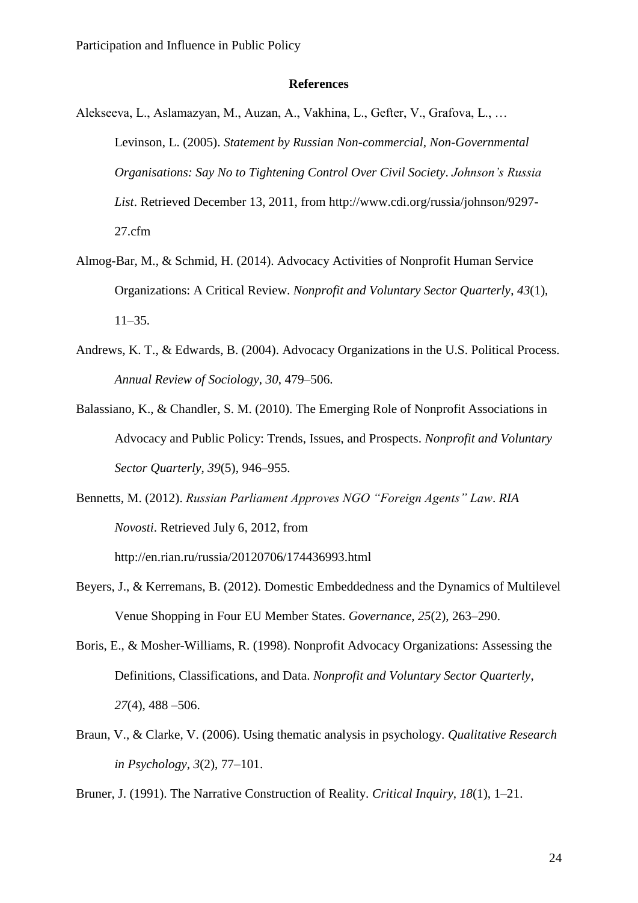## References

Alekseeva, L., Aslamazyan, M., Auzan, A., Vakhina, L., Gefter, V., Grafova, L., … Levinson, L. (2005). *Statement by Russian Non-commercial, Non-Governmental Organisations: Say No to Tightening Control Over Civil Society*. *Johnson's Russia List*. Retrieved December 13, 2011, from http://www.cdi.org/russia/johnson/9297-27.cfm

Almog-Bar, M., & Schmid, H. (2014). Advocacy Activities of Nonprofit Human Service Organizations: A Critical Review. *Nonprofit and Voluntary Sector Quarterly*, *43*(1), 11–35.

Andrews, K. T., & Edwards, B. (2004). Advocacy Organizations in the U.S. Political Process. *Annual Review of Sociology*, *30*, 479–506.

Balassiano, K., & Chandler, S. M. (2010). The Emerging Role of Nonprofit Associations in Advocacy and Public Policy: Trends, Issues, and Prospects. *Nonprofit and Voluntary Sector Quarterly*, *39*(5), 946–955.

Bennetts, M. (2012). *Russian Parliament Approves NGO "Foreign Agents" Law*. *RIA Novosti*. Retrieved July 6, 2012, from http://en.rian.ru/russia/20120706/174436993.html

Beyers, J., & Kerremans, B. (2012). Domestic Embeddedness and the Dynamics of Multilevel Venue Shopping in Four EU Member States. *Governance*, *25*(2), 263–290.

Boris, E., & Mosher-Williams, R. (1998). Nonprofit Advocacy Organizations: Assessing the Definitions, Classifications, and Data. *Nonprofit and Voluntary Sector Quarterly*, *27*(4), 488 –506.

Braun, V., & Clarke, V. (2006). Using thematic analysis in psychology. *Qualitative Research in Psychology*, *3*(2), 77–101.

Bruner, J. (1991). The Narrative Construction of Reality. *Critical Inquiry*, *18*(1), 1–21.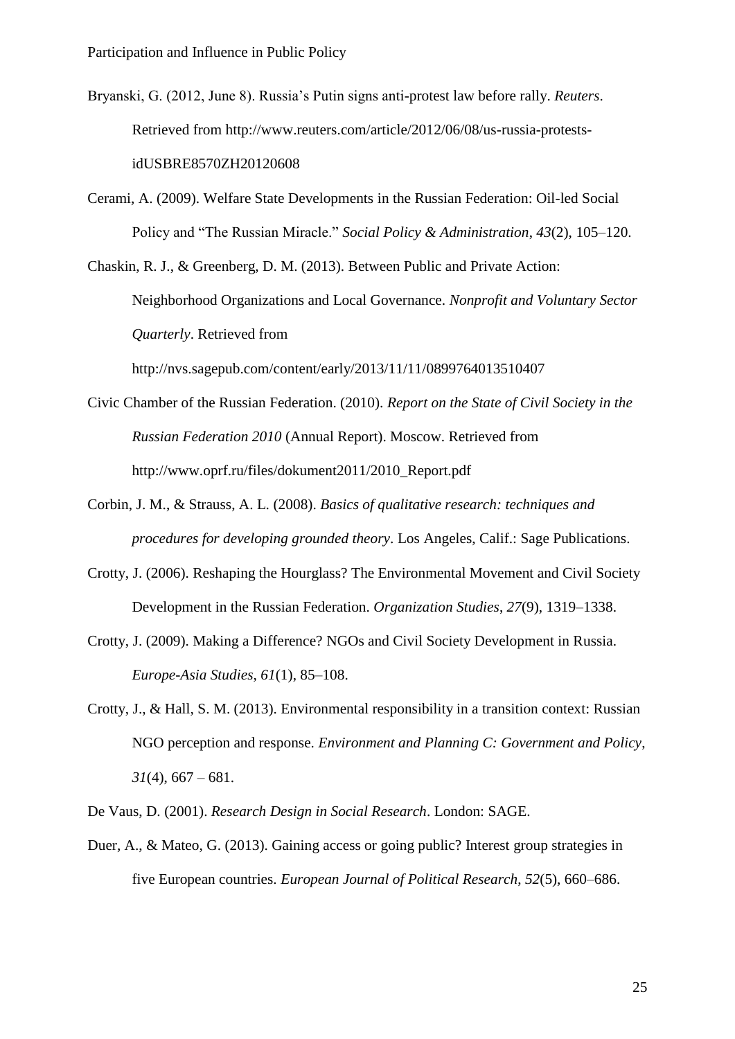Bryanski, G. (2012, June 8). Russia's Putin signs anti-protest law before rally. *Reuters*. Retrieved from http://www.reuters.com/article/2012/06/08/us-russia-protests-idUSBRE8570ZH20120608

Cerami, A. (2009). Welfare State Developments in the Russian Federation: Oil-led Social Policy and "The Russian Miracle." *Social Policy & Administration*, *43*(2), 105–120.

Chaskin, R. J., & Greenberg, D. M. (2013). Between Public and Private Action: Neighborhood Organizations and Local Governance. *Nonprofit and Voluntary Sector Quarterly*. Retrieved from http://nvs.sagepub.com/content/early/2013/11/11/0899764013510407

Civic Chamber of the Russian Federation. (2010). *Report on the State of Civil Society in the Russian Federation 2010* (Annual Report). Moscow. Retrieved from http://www.oprf.ru/files/dokument2011/2010_Report.pdf

Corbin, J. M., & Strauss, A. L. (2008). *Basics of qualitative research: techniques and procedures for developing grounded theory*. Los Angeles, Calif.: Sage Publications.

Crotty, J. (2006). Reshaping the Hourglass? The Environmental Movement and Civil Society Development in the Russian Federation. *Organization Studies*, *27*(9), 1319–1338.

Crotty, J. (2009). Making a Difference? NGOs and Civil Society Development in Russia. *Europe-Asia Studies*, *61*(1), 85–108.

Crotty, J., & Hall, S. M. (2013). Environmental responsibility in a transition context: Russian NGO perception and response. *Environment and Planning C: Government and Policy*, *31*(4), 667 – 681.

De Vaus, D. (2001). *Research Design in Social Research*. London: SAGE.

Duer, A., & Mateo, G. (2013). Gaining access or going public? Interest group strategies in five European countries. *European Journal of Political Research*, *52*(5), 660–686.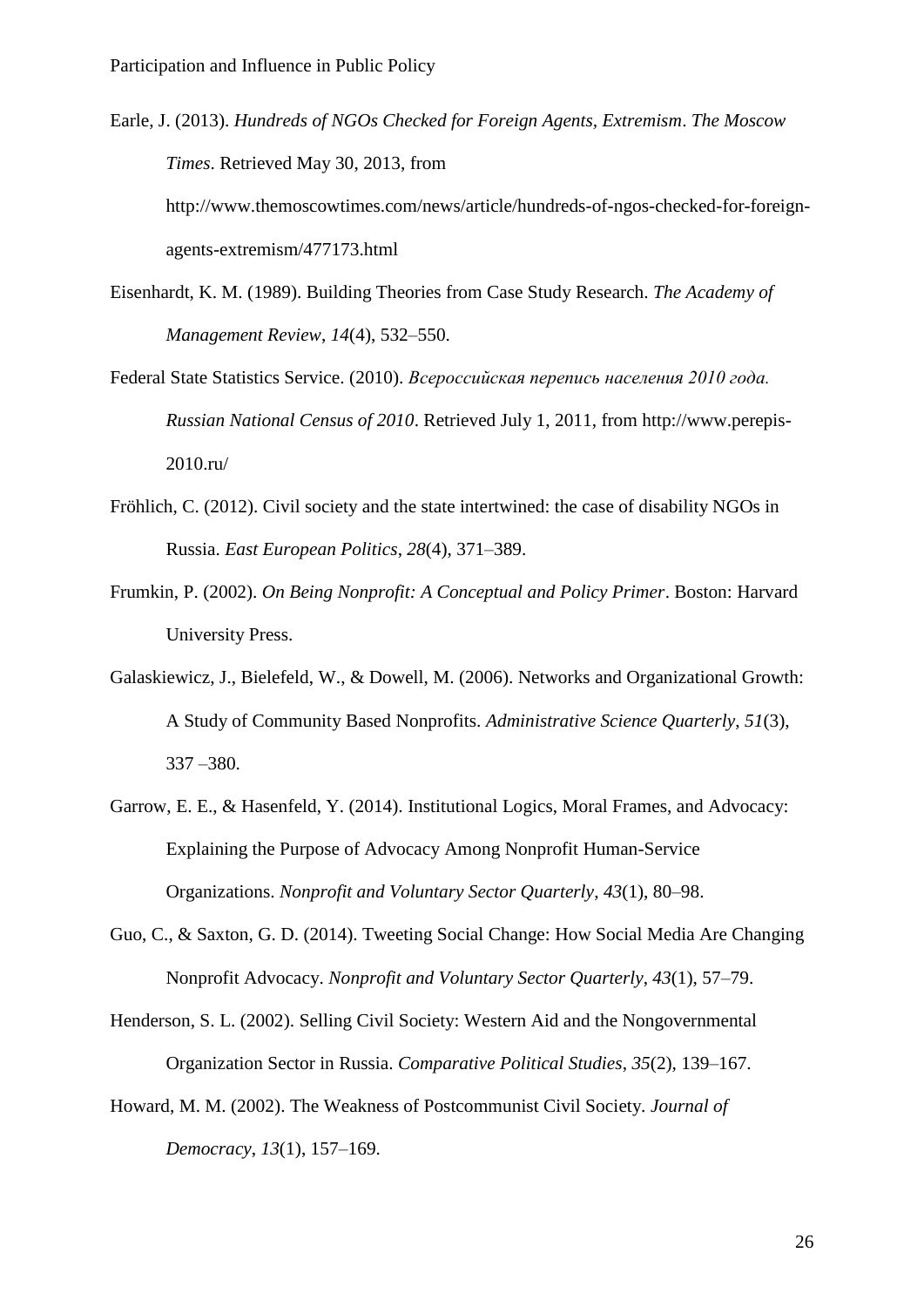Earle, J. (2013). *Hundreds of NGOs Checked for Foreign Agents, Extremism*. *The Moscow Times*. Retrieved May 30, 2013, from http://www.themoscowtimes.com/news/article/hundreds-of-ngos-checked-for-foreign-agents-extremism/477173.html

Eisenhardt, K. M. (1989). Building Theories from Case Study Research. *The Academy of Management Review*, *14*(4), 532–550.

Federal State Statistics Service. (2010). *Всероссийская перепись населения 2010 года. Russian National Census of 2010*. Retrieved July 1, 2011, from http://www.perepis-2010.ru/

Fröhlich, C. (2012). Civil society and the state intertwined: the case of disability NGOs in Russia. *East European Politics*, *28*(4), 371–389.

Frumkin, P. (2002). *On Being Nonprofit: A Conceptual and Policy Primer*. Boston: Harvard University Press.

Galaskiewicz, J., Bielefeld, W., & Dowell, M. (2006). Networks and Organizational Growth: A Study of Community Based Nonprofits. *Administrative Science Quarterly*, *51*(3), 337 –380.

Garrow, E. E., & Hasenfeld, Y. (2014). Institutional Logics, Moral Frames, and Advocacy: Explaining the Purpose of Advocacy Among Nonprofit Human-Service Organizations. *Nonprofit and Voluntary Sector Quarterly*, *43*(1), 80–98.

Guo, C., & Saxton, G. D. (2014). Tweeting Social Change: How Social Media Are Changing Nonprofit Advocacy. *Nonprofit and Voluntary Sector Quarterly*, *43*(1), 57–79.

Henderson, S. L. (2002). Selling Civil Society: Western Aid and the Nongovernmental Organization Sector in Russia. *Comparative Political Studies*, *35*(2), 139–167.

Howard, M. M. (2002). The Weakness of Postcommunist Civil Society. *Journal of Democracy*, *13*(1), 157–169.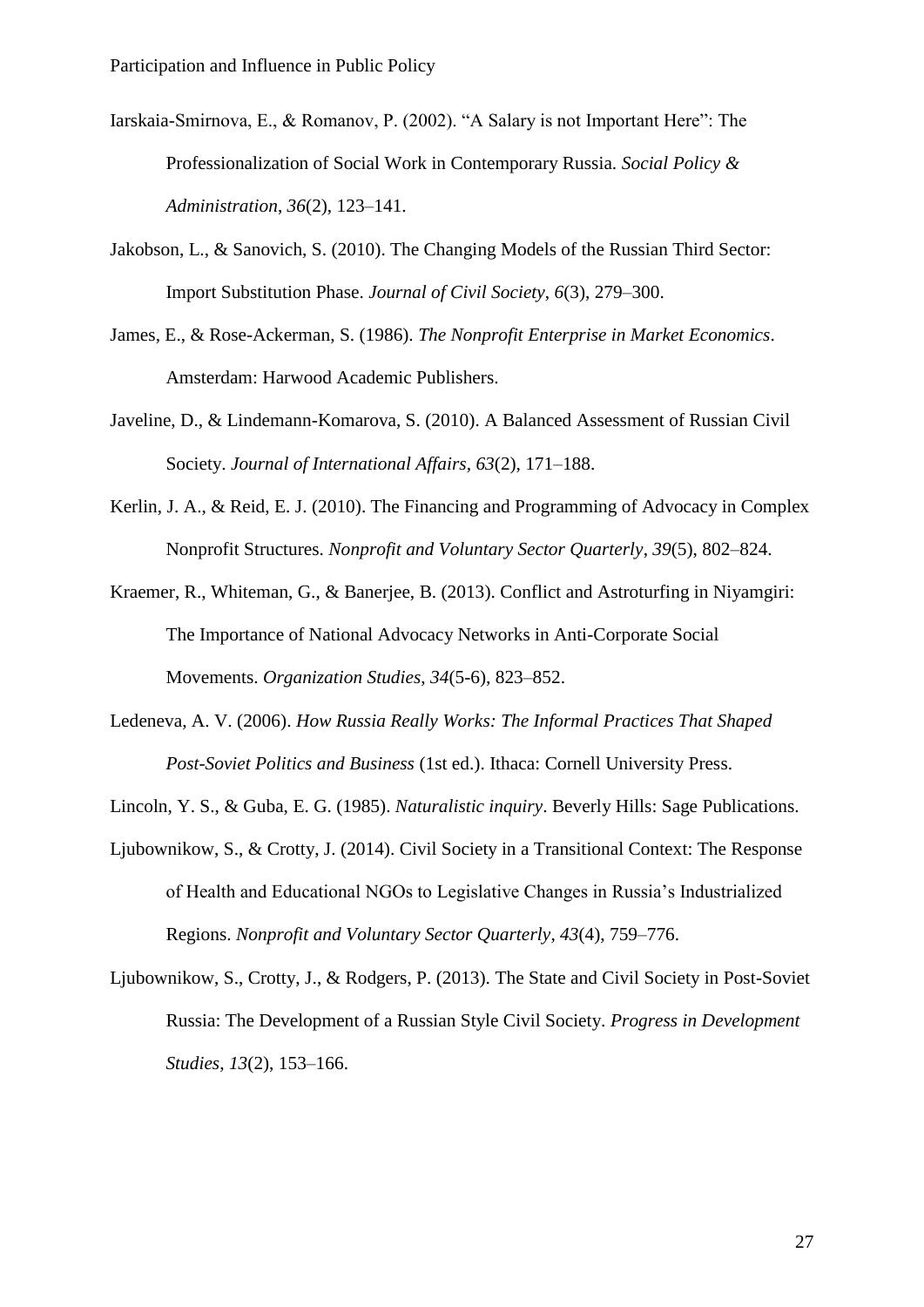Iarskaia-Smirnova, E., & Romanov, P. (2002). “A Salary is not Important Here”: The Professionalization of Social Work in Contemporary Russia. *Social Policy & Administration*, *36*(2), 123–141.

Jakobson, L., & Sanovich, S. (2010). The Changing Models of the Russian Third Sector: Import Substitution Phase. *Journal of Civil Society*, *6*(3), 279–300.

James, E., & Rose-Ackerman, S. (1986). *The Nonprofit Enterprise in Market Economics*. Amsterdam: Harwood Academic Publishers.

Javeline, D., & Lindemann-Komarova, S. (2010). A Balanced Assessment of Russian Civil Society. *Journal of International Affairs*, *63*(2), 171–188.

Kerlin, J. A., & Reid, E. J. (2010). The Financing and Programming of Advocacy in Complex Nonprofit Structures. *Nonprofit and Voluntary Sector Quarterly*, *39*(5), 802–824.

Kraemer, R., Whiteman, G., & Banerjee, B. (2013). Conflict and Astroturfing in Niyamgiri: The Importance of National Advocacy Networks in Anti-Corporate Social Movements. *Organization Studies*, *34*(5-6), 823–852.

Ledeneva, A. V. (2006). *How Russia Really Works: The Informal Practices That Shaped Post-Soviet Politics and Business* (1st ed.). Ithaca: Cornell University Press.

Lincoln, Y. S., & Guba, E. G. (1985). *Naturalistic inquiry*. Beverly Hills: Sage Publications.

Ljubownikow, S., & Crotty, J. (2014). Civil Society in a Transitional Context: The Response of Health and Educational NGOs to Legislative Changes in Russia’s Industrialized Regions. *Nonprofit and Voluntary Sector Quarterly*, *43*(4), 759–776.

Ljubownikow, S., Crotty, J., & Rodgers, P. (2013). The State and Civil Society in Post-Soviet Russia: The Development of a Russian Style Civil Society. *Progress in Development Studies*, *13*(2), 153–166.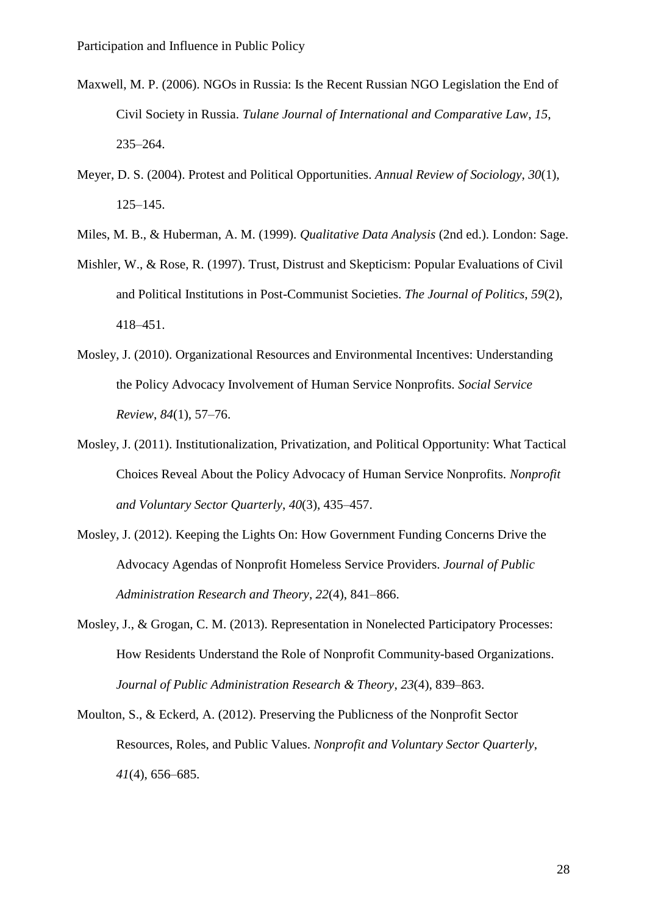Maxwell, M. P. (2006). NGOs in Russia: Is the Recent Russian NGO Legislation the End of Civil Society in Russia. *Tulane Journal of International and Comparative Law*, *15*, 235–264.

Meyer, D. S. (2004). Protest and Political Opportunities. *Annual Review of Sociology*, *30*(1), 125–145.

Miles, M. B., & Huberman, A. M. (1999). *Qualitative Data Analysis* (2nd ed.). London: Sage.

Mishler, W., & Rose, R. (1997). Trust, Distrust and Skepticism: Popular Evaluations of Civil and Political Institutions in Post-Communist Societies. *The Journal of Politics*, *59*(2), 418–451.

Mosley, J. (2010). Organizational Resources and Environmental Incentives: Understanding the Policy Advocacy Involvement of Human Service Nonprofits. *Social Service Review*, *84*(1), 57–76.

Mosley, J. (2011). Institutionalization, Privatization, and Political Opportunity: What Tactical Choices Reveal About the Policy Advocacy of Human Service Nonprofits. *Nonprofit and Voluntary Sector Quarterly*, *40*(3), 435–457.

Mosley, J. (2012). Keeping the Lights On: How Government Funding Concerns Drive the Advocacy Agendas of Nonprofit Homeless Service Providers. *Journal of Public Administration Research and Theory*, *22*(4), 841–866.

Mosley, J., & Grogan, C. M. (2013). Representation in Nonelected Participatory Processes: How Residents Understand the Role of Nonprofit Community-based Organizations. *Journal of Public Administration Research & Theory*, *23*(4), 839–863.

Moulton, S., & Eckerd, A. (2012). Preserving the Publicness of the Nonprofit Sector Resources, Roles, and Public Values. *Nonprofit and Voluntary Sector Quarterly*, *41*(4), 656–685.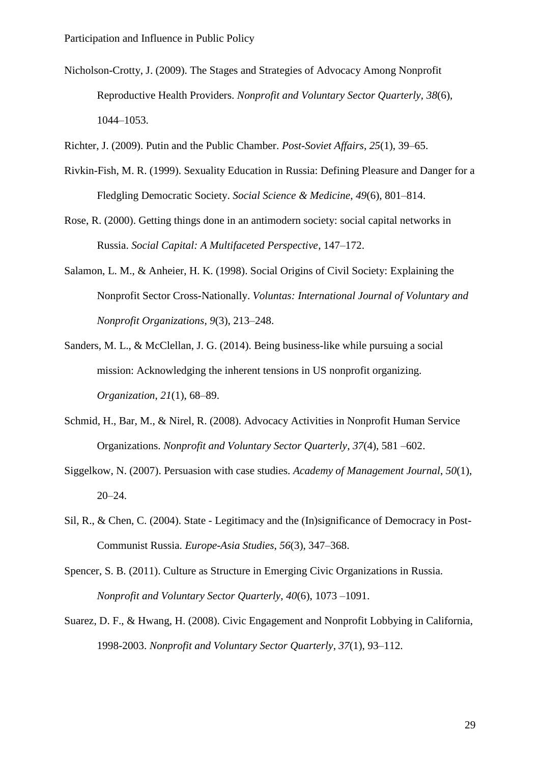Nicholson-Crotty, J. (2009). The Stages and Strategies of Advocacy Among Nonprofit Reproductive Health Providers. *Nonprofit and Voluntary Sector Quarterly*, *38*(6), 1044–1053.

Richter, J. (2009). Putin and the Public Chamber. *Post-Soviet Affairs*, *25*(1), 39–65.

Rivkin-Fish, M. R. (1999). Sexuality Education in Russia: Defining Pleasure and Danger for a Fledgling Democratic Society. *Social Science & Medicine*, *49*(6), 801–814.

Rose, R. (2000). Getting things done in an antimodern society: social capital networks in Russia. *Social Capital: A Multifaceted Perspective*, 147–172.

Salamon, L. M., & Anheier, H. K. (1998). Social Origins of Civil Society: Explaining the Nonprofit Sector Cross-Nationally. *Voluntas: International Journal of Voluntary and Nonprofit Organizations*, *9*(3), 213–248.

Sanders, M. L., & McClellan, J. G. (2014). Being business-like while pursuing a social mission: Acknowledging the inherent tensions in US nonprofit organizing. *Organization*, *21*(1), 68–89.

Schmid, H., Bar, M., & Nirel, R. (2008). Advocacy Activities in Nonprofit Human Service Organizations. *Nonprofit and Voluntary Sector Quarterly*, *37*(4), 581 –602.

Siggelkow, N. (2007). Persuasion with case studies. *Academy of Management Journal*, *50*(1), 20–24.

Sil, R., & Chen, C. (2004). State - Legitimacy and the (In)significance of Democracy in Post-Communist Russia. *Europe-Asia Studies*, *56*(3), 347–368.

Spencer, S. B. (2011). Culture as Structure in Emerging Civic Organizations in Russia. *Nonprofit and Voluntary Sector Quarterly*, *40*(6), 1073 –1091.

Suarez, D. F., & Hwang, H. (2008). Civic Engagement and Nonprofit Lobbying in California, 1998-2003. *Nonprofit and Voluntary Sector Quarterly*, *37*(1), 93–112.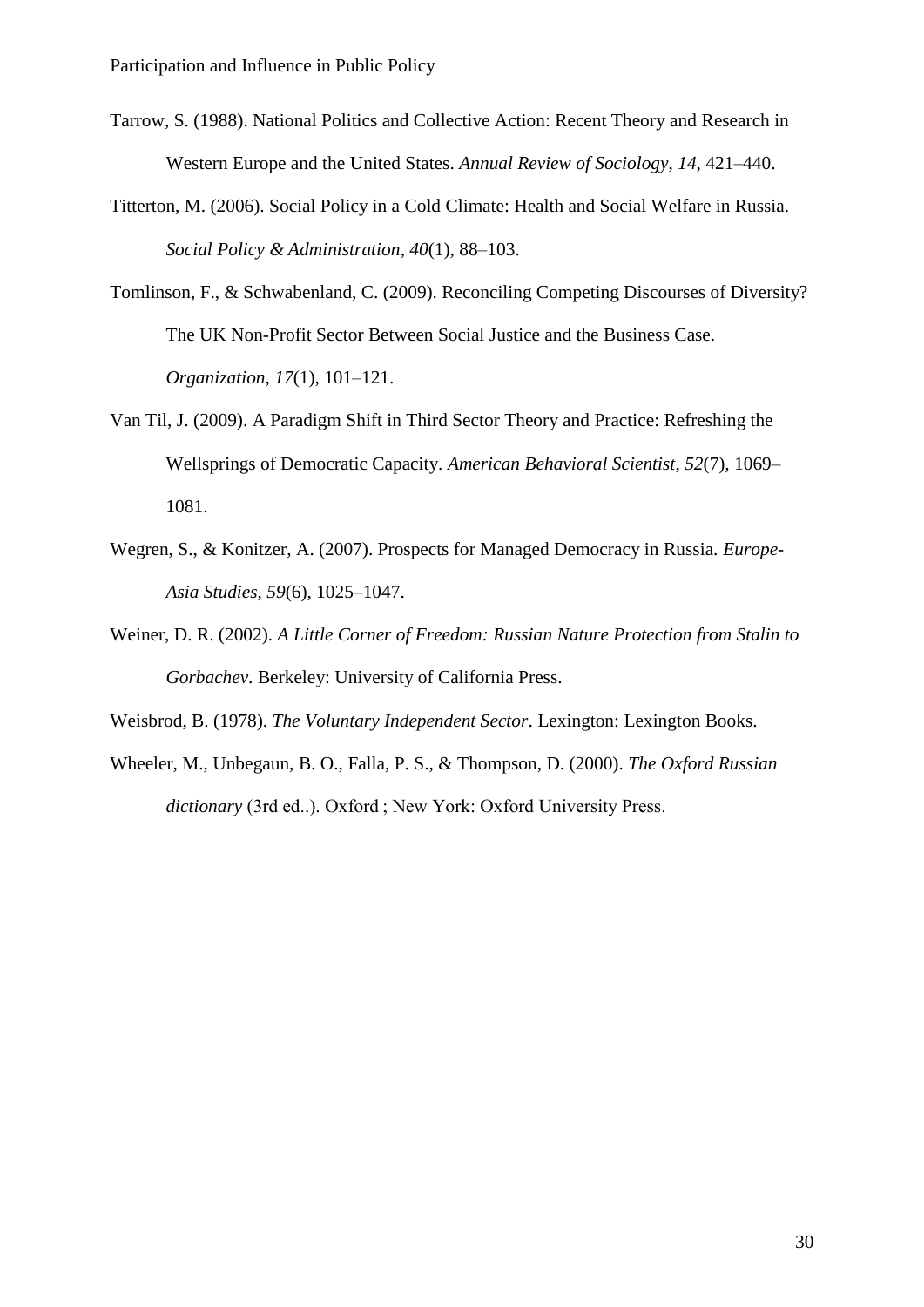Tarrow, S. (1988). National Politics and Collective Action: Recent Theory and Research in Western Europe and the United States. *Annual Review of Sociology*, *14*, 421–440.

Titterton, M. (2006). Social Policy in a Cold Climate: Health and Social Welfare in Russia. *Social Policy & Administration*, *40*(1), 88–103.

Tomlinson, F., & Schwabenland, C. (2009). Reconciling Competing Discourses of Diversity? The UK Non-Profit Sector Between Social Justice and the Business Case. *Organization*, *17*(1), 101–121.

Van Til, J. (2009). A Paradigm Shift in Third Sector Theory and Practice: Refreshing the Wellsprings of Democratic Capacity. *American Behavioral Scientist*, *52*(7), 1069–1081.

Wegren, S., & Konitzer, A. (2007). Prospects for Managed Democracy in Russia. *Europe-Asia Studies*, *59*(6), 1025–1047.

Weiner, D. R. (2002). *A Little Corner of Freedom: Russian Nature Protection from Stalin to Gorbachev*. Berkeley: University of California Press.

Weisbrod, B. (1978). *The Voluntary Independent Sector*. Lexington: Lexington Books.

Wheeler, M., Unbegaun, B. O., Falla, P. S., & Thompson, D. (2000). *The Oxford Russian dictionary* (3rd ed..). Oxford ; New York: Oxford University Press.